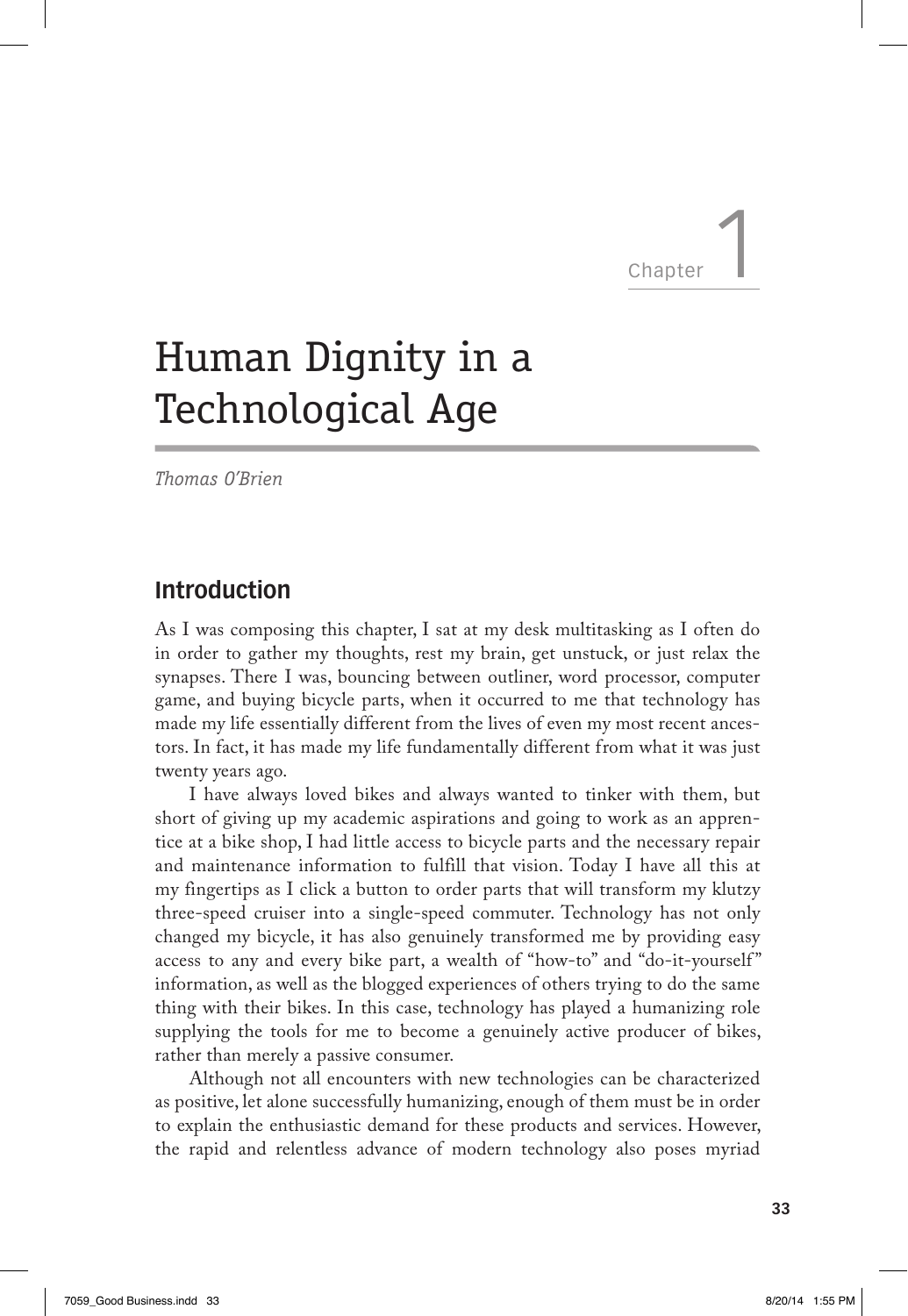Chapter 1

# Human Dignity in a Technological Age

*Thomas O'Brien*

## Introduction

As I was composing this chapter, I sat at my desk multitasking as I often do in order to gather my thoughts, rest my brain, get unstuck, or just relax the synapses. There I was, bouncing between outliner, word processor, computer game, and buying bicycle parts, when it occurred to me that technology has made my life essentially different from the lives of even my most recent ancestors. In fact, it has made my life fundamentally different from what it was just twenty years ago.

I have always loved bikes and always wanted to tinker with them, but short of giving up my academic aspirations and going to work as an apprentice at a bike shop, I had little access to bicycle parts and the necessary repair and maintenance information to fulfill that vision. Today I have all this at my fingertips as I click a button to order parts that will transform my klutzy three-speed cruiser into a single-speed commuter. Technology has not only changed my bicycle, it has also genuinely transformed me by providing easy access to any and every bike part, a wealth of "how-to" and "do-it-yourself" information, as well as the blogged experiences of others trying to do the same thing with their bikes. In this case, technology has played a humanizing role supplying the tools for me to become a genuinely active producer of bikes, rather than merely a passive consumer.

Although not all encounters with new technologies can be characterized as positive, let alone successfully humanizing, enough of them must be in order to explain the enthusiastic demand for these products and services. However, the rapid and relentless advance of modern technology also poses myriad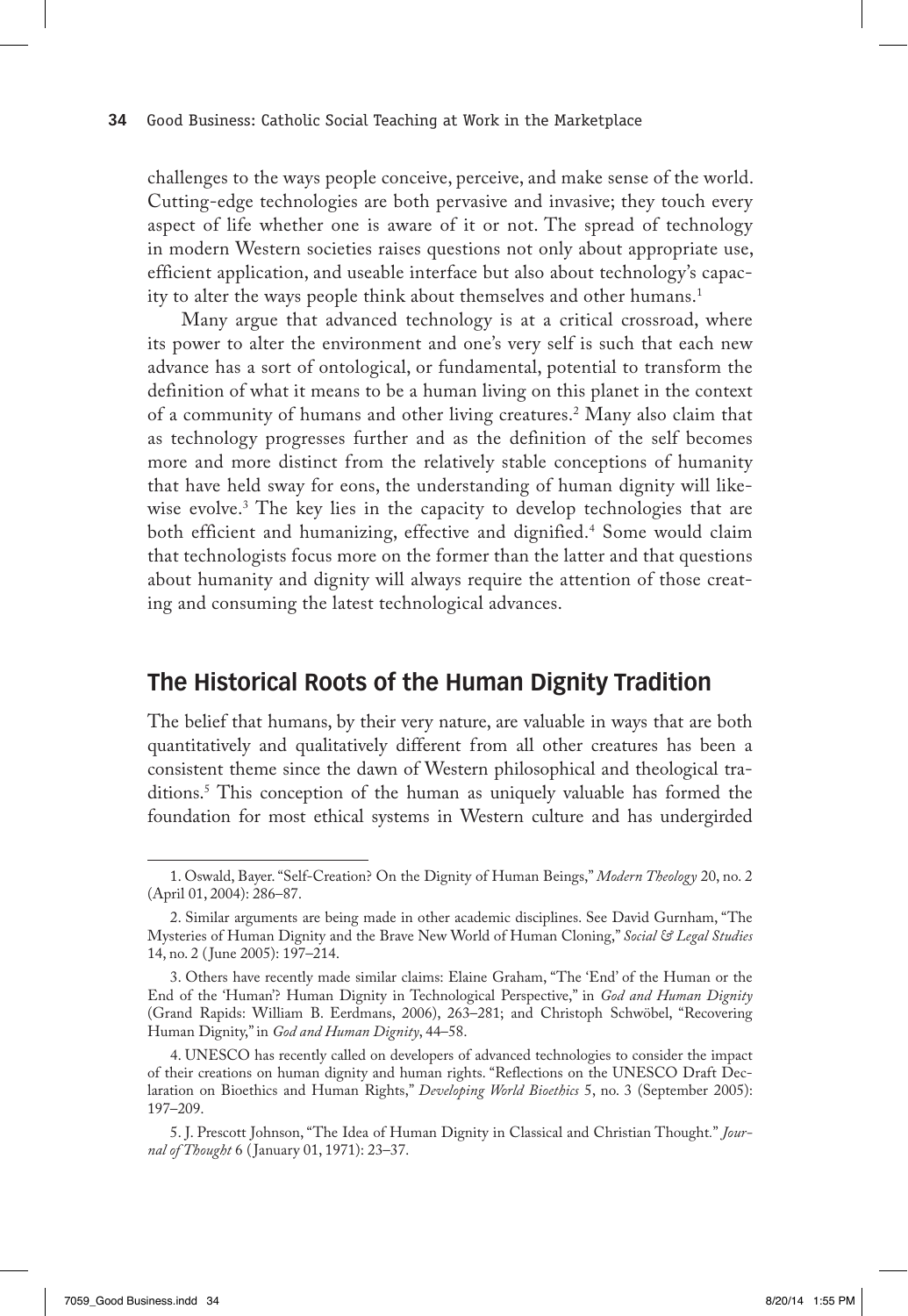challenges to the ways people conceive, perceive, and make sense of the world. Cutting-edge technologies are both pervasive and invasive; they touch every aspect of life whether one is aware of it or not. The spread of technology in modern Western societies raises questions not only about appropriate use, efficient application, and useable interface but also about technology's capacity to alter the ways people think about themselves and other humans.[1]

Many argue that advanced technology is at a critical crossroad, where its power to alter the environment and one's very self is such that each new advance has a sort of ontological, or fundamental, potential to transform the definition of what it means to be a human living on this planet in the context of a community of humans and other living creatures.[2] Many also claim that as technology progresses further and as the definition of the self becomes more and more distinct from the relatively stable conceptions of humanity that have held sway for eons, the understanding of human dignity will likewise evolve.[3] The key lies in the capacity to develop technologies that are both efficient and humanizing, effective and dignified.[4] Some would claim that technologists focus more on the former than the latter and that questions about humanity and dignity will always require the attention of those creating and consuming the latest technological advances.

## The Historical Roots of the Human Dignity Tradition

The belief that humans, by their very nature, are valuable in ways that are both quantitatively and qualitatively different from all other creatures has been a consistent theme since the dawn of Western philosophical and theological traditions.[5] This conception of the human as uniquely valuable has formed the foundation for most ethical systems in Western culture and has undergirded

---

1. Oswald, Bayer. "Self-Creation? On the Dignity of Human Beings," *Modern Theology* 20, no. 2 (April 01, 2004): 286–87.

2. Similar arguments are being made in other academic disciplines. See David Gurnham, "The Mysteries of Human Dignity and the Brave New World of Human Cloning," *Social & Legal Studies* 14, no. 2 (June 2005): 197–214.

3. Others have recently made similar claims: Elaine Graham, "The 'End' of the Human or the End of the 'Human'? Human Dignity in Technological Perspective," in *God and Human Dignity* (Grand Rapids: William B. Eerdmans, 2006), 263–281; and Christoph Schwöbel, "Recovering Human Dignity," in *God and Human Dignity*, 44–58.

4. UNESCO has recently called on developers of advanced technologies to consider the impact of their creations on human dignity and human rights. "Reflections on the UNESCO Draft Declaration on Bioethics and Human Rights," *Developing World Bioethics* 5, no. 3 (September 2005): 197–209.

5. J. Prescott Johnson, "The Idea of Human Dignity in Classical and Christian Thought." *Journal of Thought* 6 (January 01, 1971): 23–37.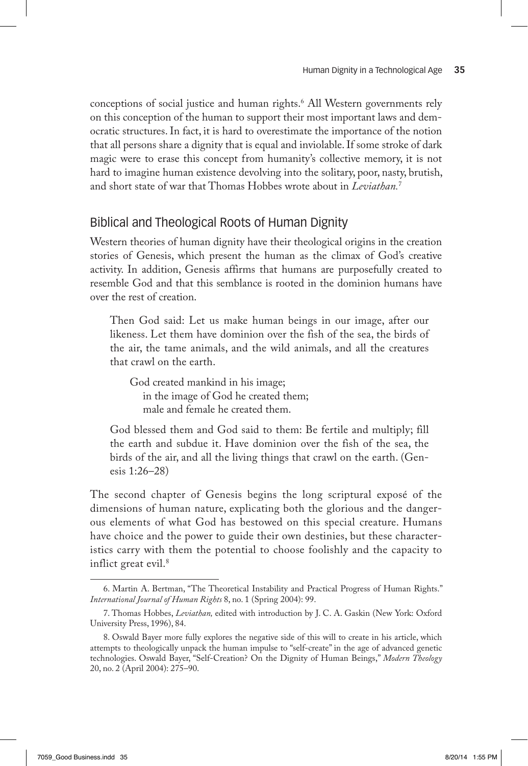conceptions of social justice and human rights.[6] All Western governments rely on this conception of the human to support their most important laws and democratic structures. In fact, it is hard to overestimate the importance of the notion that all persons share a dignity that is equal and inviolable. If some stroke of dark magic were to erase this concept from humanity's collective memory, it is not hard to imagine human existence devolving into the solitary, poor, nasty, brutish, and short state of war that Thomas Hobbes wrote about in *Leviathan.*[7]

## Biblical and Theological Roots of Human Dignity

Western theories of human dignity have their theological origins in the creation stories of Genesis, which present the human as the climax of God's creative activity. In addition, Genesis affirms that humans are purposefully created to resemble God and that this semblance is rooted in the dominion humans have over the rest of creation.

> Then God said: Let us make human beings in our image, after our likeness. Let them have dominion over the fish of the sea, the birds of the air, the tame animals, and the wild animals, and all the creatures that crawl on the earth.
>
> God created mankind in his image;
> in the image of God he created them;
> male and female he created them.
>
> God blessed them and God said to them: Be fertile and multiply; fill the earth and subdue it. Have dominion over the fish of the sea, the birds of the air, and all the living things that crawl on the earth. (Genesis 1:26–28)

The second chapter of Genesis begins the long scriptural exposé of the dimensions of human nature, explicating both the glorious and the dangerous elements of what God has bestowed on this special creature. Humans have choice and the power to guide their own destinies, but these characteristics carry with them the potential to choose foolishly and the capacity to inflict great evil.[8]

---

6. Martin A. Bertman, "The Theoretical Instability and Practical Progress of Human Rights." *International Journal of Human Rights* 8, no. 1 (Spring 2004): 99.

7. Thomas Hobbes, *Leviathan,* edited with introduction by J. C. A. Gaskin (New York: Oxford University Press, 1996), 84.

8. Oswald Bayer more fully explores the negative side of this will to create in his article, which attempts to theologically unpack the human impulse to "self-create" in the age of advanced genetic technologies. Oswald Bayer, "Self-Creation? On the Dignity of Human Beings," *Modern Theology* 20, no. 2 (April 2004): 275–90.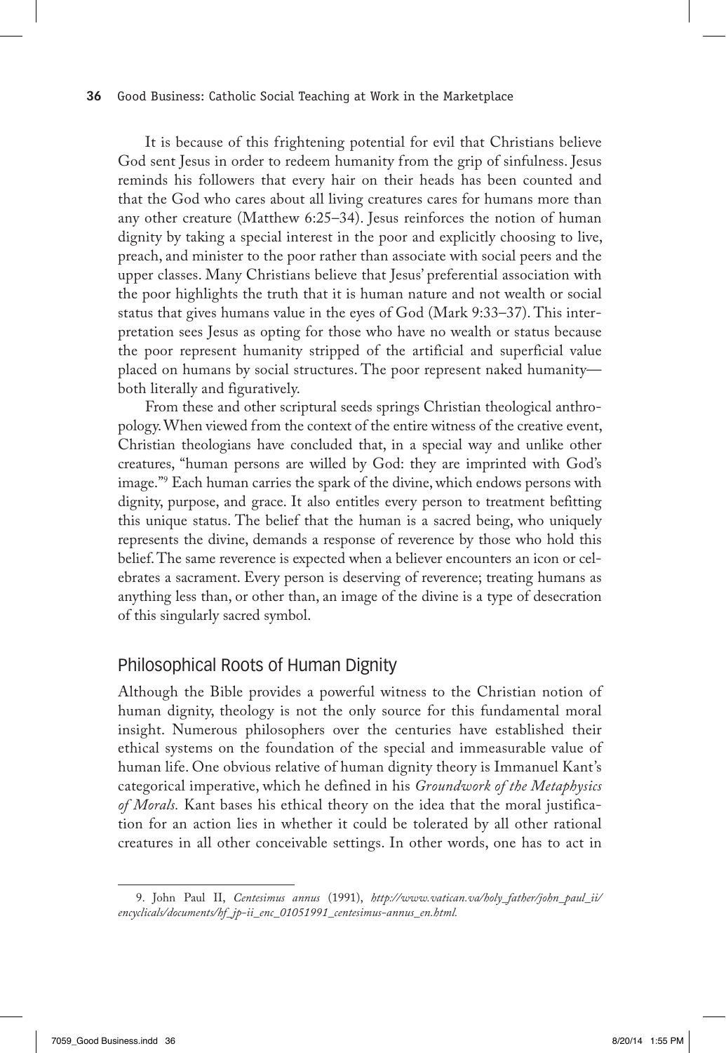It is because of this frightening potential for evil that Christians believe God sent Jesus in order to redeem humanity from the grip of sinfulness. Jesus reminds his followers that every hair on their heads has been counted and that the God who cares about all living creatures cares for humans more than any other creature (Matthew 6:25–34). Jesus reinforces the notion of human dignity by taking a special interest in the poor and explicitly choosing to live, preach, and minister to the poor rather than associate with social peers and the upper classes. Many Christians believe that Jesus' preferential association with the poor highlights the truth that it is human nature and not wealth or social status that gives humans value in the eyes of God (Mark 9:33–37). This interpretation sees Jesus as opting for those who have no wealth or status because the poor represent humanity stripped of the artificial and superficial value placed on humans by social structures. The poor represent naked humanity—both literally and figuratively.

From these and other scriptural seeds springs Christian theological anthropology. When viewed from the context of the entire witness of the creative event, Christian theologians have concluded that, in a special way and unlike other creatures, "human persons are willed by God: they are imprinted with God's image."[9] Each human carries the spark of the divine, which endows persons with dignity, purpose, and grace. It also entitles every person to treatment befitting this unique status. The belief that the human is a sacred being, who uniquely represents the divine, demands a response of reverence by those who hold this belief. The same reverence is expected when a believer encounters an icon or celebrates a sacrament. Every person is deserving of reverence; treating humans as anything less than, or other than, an image of the divine is a type of desecration of this singularly sacred symbol.

## Philosophical Roots of Human Dignity

Although the Bible provides a powerful witness to the Christian notion of human dignity, theology is not the only source for this fundamental moral insight. Numerous philosophers over the centuries have established their ethical systems on the foundation of the special and immeasurable value of human life. One obvious relative of human dignity theory is Immanuel Kant's categorical imperative, which he defined in his *Groundwork of the Metaphysics of Morals.* Kant bases his ethical theory on the idea that the moral justification for an action lies in whether it could be tolerated by all other rational creatures in all other conceivable settings. In other words, one has to act in

---

9. John Paul II, *Centesimus annus* (1991), *http://www.vatican.va/holy_father/john_paul_ii/encyclicals/documents/hf_jp-ii_enc_01051991_centesimus-annus_en.html.*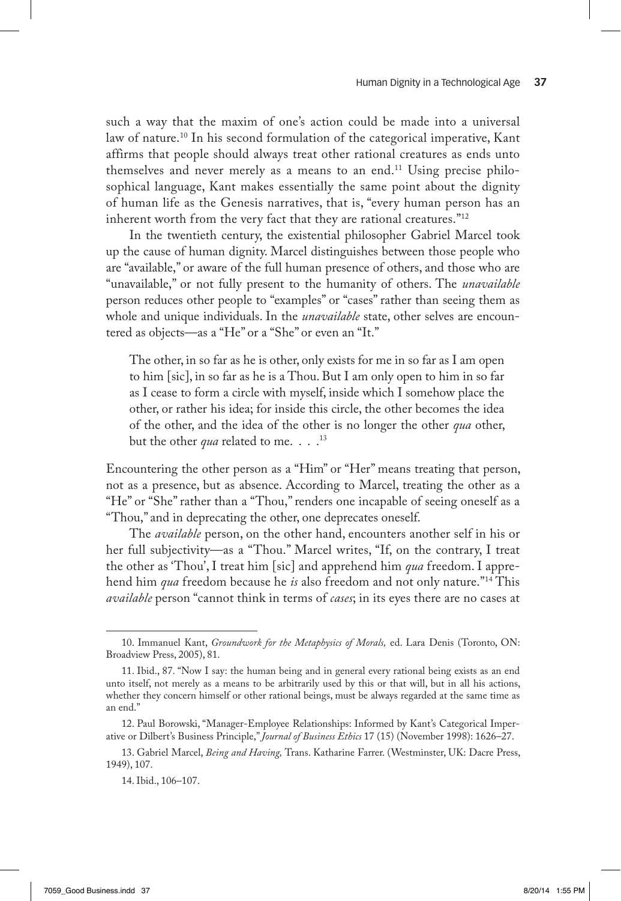such a way that the maxim of one's action could be made into a universal law of nature.[10] In his second formulation of the categorical imperative, Kant affirms that people should always treat other rational creatures as ends unto themselves and never merely as a means to an end.[11] Using precise philosophical language, Kant makes essentially the same point about the dignity of human life as the Genesis narratives, that is, "every human person has an inherent worth from the very fact that they are rational creatures."[12]

In the twentieth century, the existential philosopher Gabriel Marcel took up the cause of human dignity. Marcel distinguishes between those people who are "available," or aware of the full human presence of others, and those who are "unavailable," or not fully present to the humanity of others. The *unavailable* person reduces other people to "examples" or "cases" rather than seeing them as whole and unique individuals. In the *unavailable* state, other selves are encountered as objects—as a "He" or a "She" or even an "It."

> The other, in so far as he is other, only exists for me in so far as I am open to him [sic], in so far as he is a Thou. But I am only open to him in so far as I cease to form a circle with myself, inside which I somehow place the other, or rather his idea; for inside this circle, the other becomes the idea of the other, and the idea of the other is no longer the other *qua* other, but the other *qua* related to me. . . .[13]

Encountering the other person as a "Him" or "Her" means treating that person, not as a presence, but as absence. According to Marcel, treating the other as a "He" or "She" rather than a "Thou," renders one incapable of seeing oneself as a "Thou," and in deprecating the other, one deprecates oneself.

The *available* person, on the other hand, encounters another self in his or her full subjectivity—as a "Thou." Marcel writes, "If, on the contrary, I treat the other as 'Thou', I treat him [sic] and apprehend him *qua* freedom. I apprehend him *qua* freedom because he *is* also freedom and not only nature."[14] This *available* person "cannot think in terms of *cases*; in its eyes there are no cases at

---

10. Immanuel Kant, *Groundwork for the Metaphysics of Morals,* ed. Lara Denis (Toronto, ON: Broadview Press, 2005), 81.

11. Ibid., 87. "Now I say: the human being and in general every rational being exists as an end unto itself, not merely as a means to be arbitrarily used by this or that will, but in all his actions, whether they concern himself or other rational beings, must be always regarded at the same time as an end."

12. Paul Borowski, "Manager-Employee Relationships: Informed by Kant's Categorical Imperative or Dilbert's Business Principle," *Journal of Business Ethics* 17 (15) (November 1998): 1626–27.

13. Gabriel Marcel, *Being and Having,* Trans. Katharine Farrer. (Westminster, UK: Dacre Press, 1949), 107.

14. Ibid., 106–107.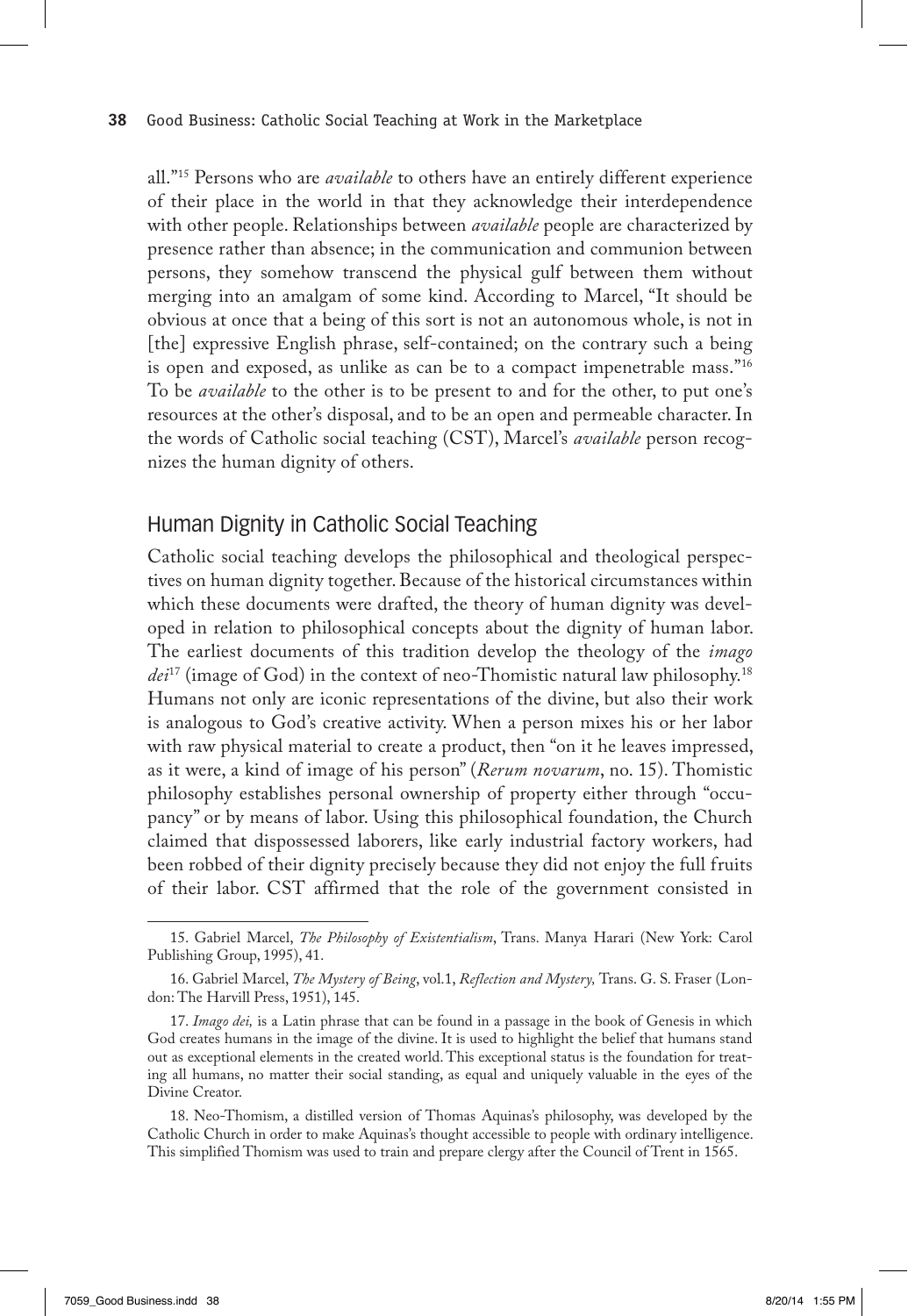all."[15] Persons who are *available* to others have an entirely different experience of their place in the world in that they acknowledge their interdependence with other people. Relationships between *available* people are characterized by presence rather than absence; in the communication and communion between persons, they somehow transcend the physical gulf between them without merging into an amalgam of some kind. According to Marcel, "It should be obvious at once that a being of this sort is not an autonomous whole, is not in [the] expressive English phrase, self-contained; on the contrary such a being is open and exposed, as unlike as can be to a compact impenetrable mass."[16] To be *available* to the other is to be present to and for the other, to put one's resources at the other's disposal, and to be an open and permeable character. In the words of Catholic social teaching (CST), Marcel's *available* person recognizes the human dignity of others.

## Human Dignity in Catholic Social Teaching

Catholic social teaching develops the philosophical and theological perspectives on human dignity together. Because of the historical circumstances within which these documents were drafted, the theory of human dignity was developed in relation to philosophical concepts about the dignity of human labor. The earliest documents of this tradition develop the theology of the *imago dei*[17] (image of God) in the context of neo-Thomistic natural law philosophy.[18] Humans not only are iconic representations of the divine, but also their work is analogous to God's creative activity. When a person mixes his or her labor with raw physical material to create a product, then "on it he leaves impressed, as it were, a kind of image of his person" (*Rerum novarum*, no. 15). Thomistic philosophy establishes personal ownership of property either through "occupancy" or by means of labor. Using this philosophical foundation, the Church claimed that dispossessed laborers, like early industrial factory workers, had been robbed of their dignity precisely because they did not enjoy the full fruits of their labor. CST affirmed that the role of the government consisted in

---

15. Gabriel Marcel, *The Philosophy of Existentialism*, Trans. Manya Harari (New York: Carol Publishing Group, 1995), 41.

16. Gabriel Marcel, *The Mystery of Being*, vol.1, *Reflection and Mystery,* Trans. G. S. Fraser (London: The Harvill Press, 1951), 145.

17. *Imago dei,* is a Latin phrase that can be found in a passage in the book of Genesis in which God creates humans in the image of the divine. It is used to highlight the belief that humans stand out as exceptional elements in the created world. This exceptional status is the foundation for treating all humans, no matter their social standing, as equal and uniquely valuable in the eyes of the Divine Creator.

18. Neo-Thomism, a distilled version of Thomas Aquinas's philosophy, was developed by the Catholic Church in order to make Aquinas's thought accessible to people with ordinary intelligence. This simplified Thomism was used to train and prepare clergy after the Council of Trent in 1565.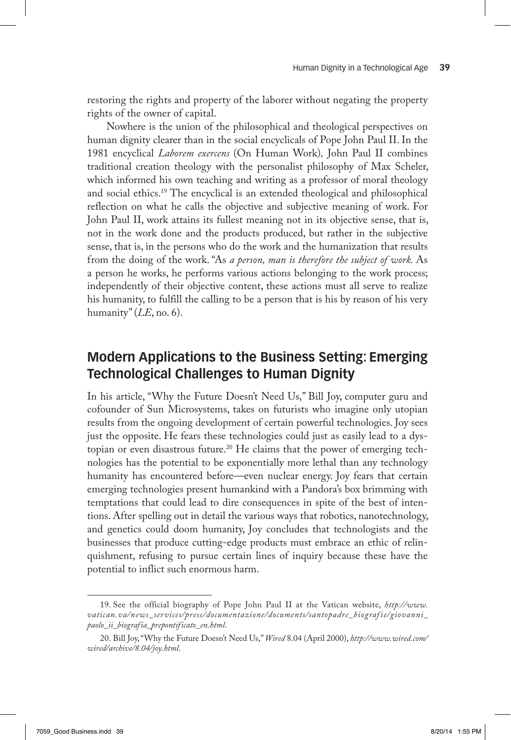restoring the rights and property of the laborer without negating the property rights of the owner of capital.

Nowhere is the union of the philosophical and theological perspectives on human dignity clearer than in the social encyclicals of Pope John Paul II. In the 1981 encyclical *Laborem exercens* (On Human Work), John Paul II combines traditional creation theology with the personalist philosophy of Max Scheler, which informed his own teaching and writing as a professor of moral theology and social ethics.[19] The encyclical is an extended theological and philosophical reflection on what he calls the objective and subjective meaning of work. For John Paul II, work attains its fullest meaning not in its objective sense, that is, not in the work done and the products produced, but rather in the subjective sense, that is, in the persons who do the work and the humanization that results from the doing of the work. "As *a person, man is therefore the subject of work.* As a person he works, he performs various actions belonging to the work process; independently of their objective content, these actions must all serve to realize his humanity, to fulfill the calling to be a person that is his by reason of his very humanity" (*LE*, no. 6).

## Modern Applications to the Business Setting: Emerging Technological Challenges to Human Dignity

In his article, "Why the Future Doesn't Need Us," Bill Joy, computer guru and cofounder of Sun Microsystems, takes on futurists who imagine only utopian results from the ongoing development of certain powerful technologies. Joy sees just the opposite. He fears these technologies could just as easily lead to a dystopian or even disastrous future.[20] He claims that the power of emerging technologies has the potential to be exponentially more lethal than any technology humanity has encountered before—even nuclear energy. Joy fears that certain emerging technologies present humankind with a Pandora's box brimming with temptations that could lead to dire consequences in spite of the best of intentions. After spelling out in detail the various ways that robotics, nanotechnology, and genetics could doom humanity, Joy concludes that technologists and the businesses that produce cutting-edge products must embrace an ethic of relinquishment, refusing to pursue certain lines of inquiry because these have the potential to inflict such enormous harm.

19. See the official biography of Pope John Paul II at the Vatican website, *http://www.vatican.va/news_services/press/documentazione/documents/santopadre_biografie/giovanni_paolo_ii_biografia_prepontificato_en.html*.

20. Bill Joy, "Why the Future Doesn't Need Us," *Wired* 8.04 (April 2000), *http://www.wired.com/wired/archive/8.04/joy.html*.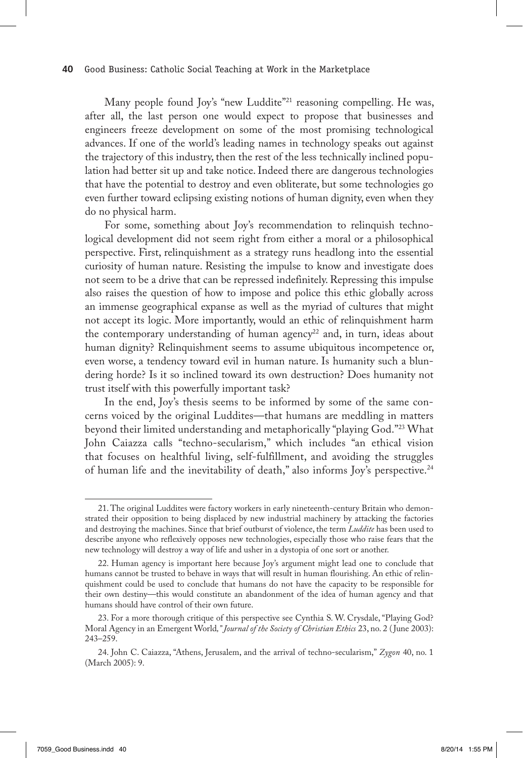Many people found Joy's "new Luddite"[21] reasoning compelling. He was, after all, the last person one would expect to propose that businesses and engineers freeze development on some of the most promising technological advances. If one of the world's leading names in technology speaks out against the trajectory of this industry, then the rest of the less technically inclined population had better sit up and take notice. Indeed there are dangerous technologies that have the potential to destroy and even obliterate, but some technologies go even further toward eclipsing existing notions of human dignity, even when they do no physical harm.

For some, something about Joy's recommendation to relinquish technological development did not seem right from either a moral or a philosophical perspective. First, relinquishment as a strategy runs headlong into the essential curiosity of human nature. Resisting the impulse to know and investigate does not seem to be a drive that can be repressed indefinitely. Repressing this impulse also raises the question of how to impose and police this ethic globally across an immense geographical expanse as well as the myriad of cultures that might not accept its logic. More importantly, would an ethic of relinquishment harm the contemporary understanding of human agency[22] and, in turn, ideas about human dignity? Relinquishment seems to assume ubiquitous incompetence or, even worse, a tendency toward evil in human nature. Is humanity such a blundering horde? Is it so inclined toward its own destruction? Does humanity not trust itself with this powerfully important task?

In the end, Joy's thesis seems to be informed by some of the same concerns voiced by the original Luddites—that humans are meddling in matters beyond their limited understanding and metaphorically "playing God."[23] What John Caiazza calls "techno-secularism," which includes "an ethical vision that focuses on healthful living, self-fulfillment, and avoiding the struggles of human life and the inevitability of death," also informs Joy's perspective.[24]

---

21. The original Luddites were factory workers in early nineteenth-century Britain who demonstrated their opposition to being displaced by new industrial machinery by attacking the factories and destroying the machines. Since that brief outburst of violence, the term *Luddite* has been used to describe anyone who reflexively opposes new technologies, especially those who raise fears that the new technology will destroy a way of life and usher in a dystopia of one sort or another.

22. Human agency is important here because Joy's argument might lead one to conclude that humans cannot be trusted to behave in ways that will result in human flourishing. An ethic of relinquishment could be used to conclude that humans do not have the capacity to be responsible for their own destiny—this would constitute an abandonment of the idea of human agency and that humans should have control of their own future.

23. For a more thorough critique of this perspective see Cynthia S. W. Crysdale, "Playing God? Moral Agency in an Emergent World," *Journal of the Society of Christian Ethics* 23, no. 2 (June 2003): 243–259.

24. John C. Caiazza, "Athens, Jerusalem, and the arrival of techno-secularism," *Zygon* 40, no. 1 (March 2005): 9.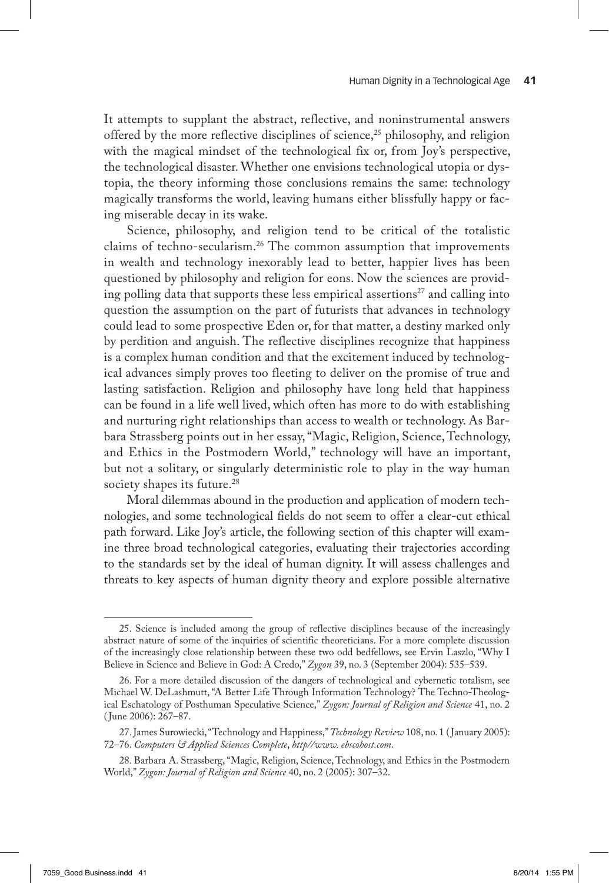It attempts to supplant the abstract, reflective, and noninstrumental answers offered by the more reflective disciplines of science,[25] philosophy, and religion with the magical mindset of the technological fix or, from Joy's perspective, the technological disaster. Whether one envisions technological utopia or dystopia, the theory informing those conclusions remains the same: technology magically transforms the world, leaving humans either blissfully happy or facing miserable decay in its wake.

Science, philosophy, and religion tend to be critical of the totalistic claims of techno-secularism.[26] The common assumption that improvements in wealth and technology inexorably lead to better, happier lives has been questioned by philosophy and religion for eons. Now the sciences are providing polling data that supports these less empirical assertions[27] and calling into question the assumption on the part of futurists that advances in technology could lead to some prospective Eden or, for that matter, a destiny marked only by perdition and anguish. The reflective disciplines recognize that happiness is a complex human condition and that the excitement induced by technological advances simply proves too fleeting to deliver on the promise of true and lasting satisfaction. Religion and philosophy have long held that happiness can be found in a life well lived, which often has more to do with establishing and nurturing right relationships than access to wealth or technology. As Barbara Strassberg points out in her essay, "Magic, Religion, Science, Technology, and Ethics in the Postmodern World," technology will have an important, but not a solitary, or singularly deterministic role to play in the way human society shapes its future.[28]

Moral dilemmas abound in the production and application of modern technologies, and some technological fields do not seem to offer a clear-cut ethical path forward. Like Joy's article, the following section of this chapter will examine three broad technological categories, evaluating their trajectories according to the standards set by the ideal of human dignity. It will assess challenges and threats to key aspects of human dignity theory and explore possible alternative

---

25. Science is included among the group of reflective disciplines because of the increasingly abstract nature of some of the inquiries of scientific theoreticians. For a more complete discussion of the increasingly close relationship between these two odd bedfellows, see Ervin Laszlo, "Why I Believe in Science and Believe in God: A Credo," *Zygon* 39, no. 3 (September 2004): 535–539.

26. For a more detailed discussion of the dangers of technological and cybernetic totalism, see Michael W. DeLashmutt, "A Better Life Through Information Technology? The Techno-Theological Eschatology of Posthuman Speculative Science," *Zygon: Journal of Religion and Science* 41, no. 2 (June 2006): 267–87.

27. James Surowiecki, "Technology and Happiness," *Technology Review* 108, no. 1 (January 2005): 72–76. *Computers & Applied Sciences Complete*, *http//www. ebscohost.com*.

28. Barbara A. Strassberg, "Magic, Religion, Science, Technology, and Ethics in the Postmodern World," *Zygon: Journal of Religion and Science* 40, no. 2 (2005): 307–32.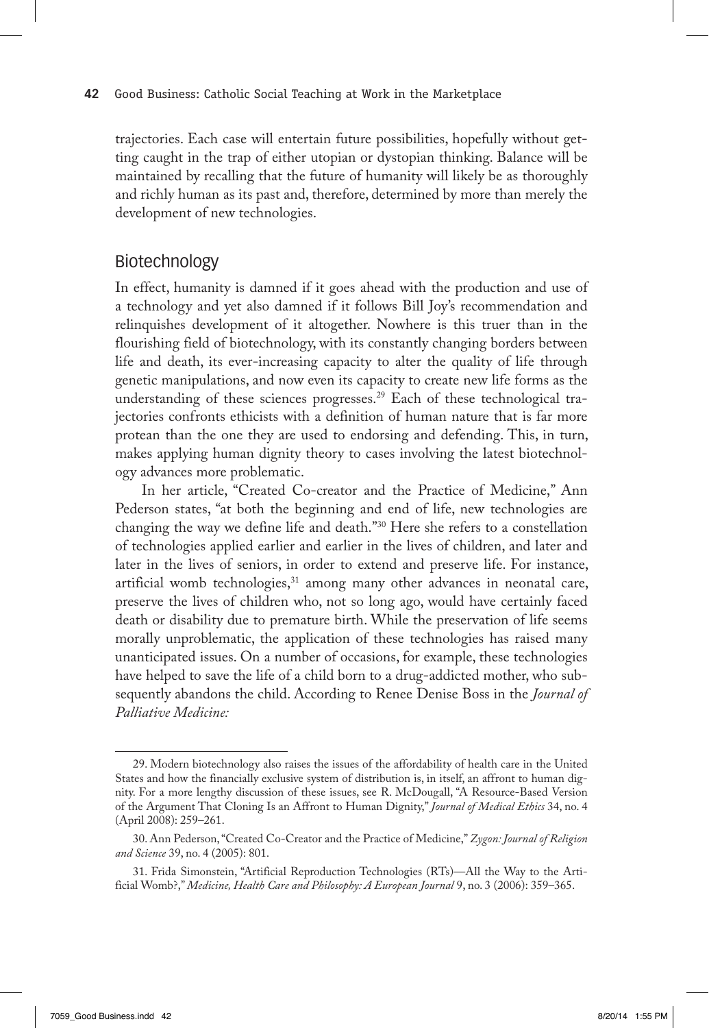trajectories. Each case will entertain future possibilities, hopefully without getting caught in the trap of either utopian or dystopian thinking. Balance will be maintained by recalling that the future of humanity will likely be as thoroughly and richly human as its past and, therefore, determined by more than merely the development of new technologies.

## Biotechnology

In effect, humanity is damned if it goes ahead with the production and use of a technology and yet also damned if it follows Bill Joy's recommendation and relinquishes development of it altogether. Nowhere is this truer than in the flourishing field of biotechnology, with its constantly changing borders between life and death, its ever-increasing capacity to alter the quality of life through genetic manipulations, and now even its capacity to create new life forms as the understanding of these sciences progresses.[29] Each of these technological trajectories confronts ethicists with a definition of human nature that is far more protean than the one they are used to endorsing and defending. This, in turn, makes applying human dignity theory to cases involving the latest biotechnology advances more problematic.

In her article, "Created Co-creator and the Practice of Medicine," Ann Pederson states, "at both the beginning and end of life, new technologies are changing the way we define life and death."[30] Here she refers to a constellation of technologies applied earlier and earlier in the lives of children, and later and later in the lives of seniors, in order to extend and preserve life. For instance, artificial womb technologies,[31] among many other advances in neonatal care, preserve the lives of children who, not so long ago, would have certainly faced death or disability due to premature birth. While the preservation of life seems morally unproblematic, the application of these technologies has raised many unanticipated issues. On a number of occasions, for example, these technologies have helped to save the life of a child born to a drug-addicted mother, who subsequently abandons the child. According to Renee Denise Boss in the *Journal of Palliative Medicine:*

---

29. Modern biotechnology also raises the issues of the affordability of health care in the United States and how the financially exclusive system of distribution is, in itself, an affront to human dignity. For a more lengthy discussion of these issues, see R. McDougall, "A Resource-Based Version of the Argument That Cloning Is an Affront to Human Dignity," *Journal of Medical Ethics* 34, no. 4 (April 2008): 259–261.

30. Ann Pederson, "Created Co-Creator and the Practice of Medicine," *Zygon: Journal of Religion and Science* 39, no. 4 (2005): 801.

31. Frida Simonstein, "Artificial Reproduction Technologies (RTs)—All the Way to the Artificial Womb?," *Medicine, Health Care and Philosophy: A European Journal* 9, no. 3 (2006): 359–365.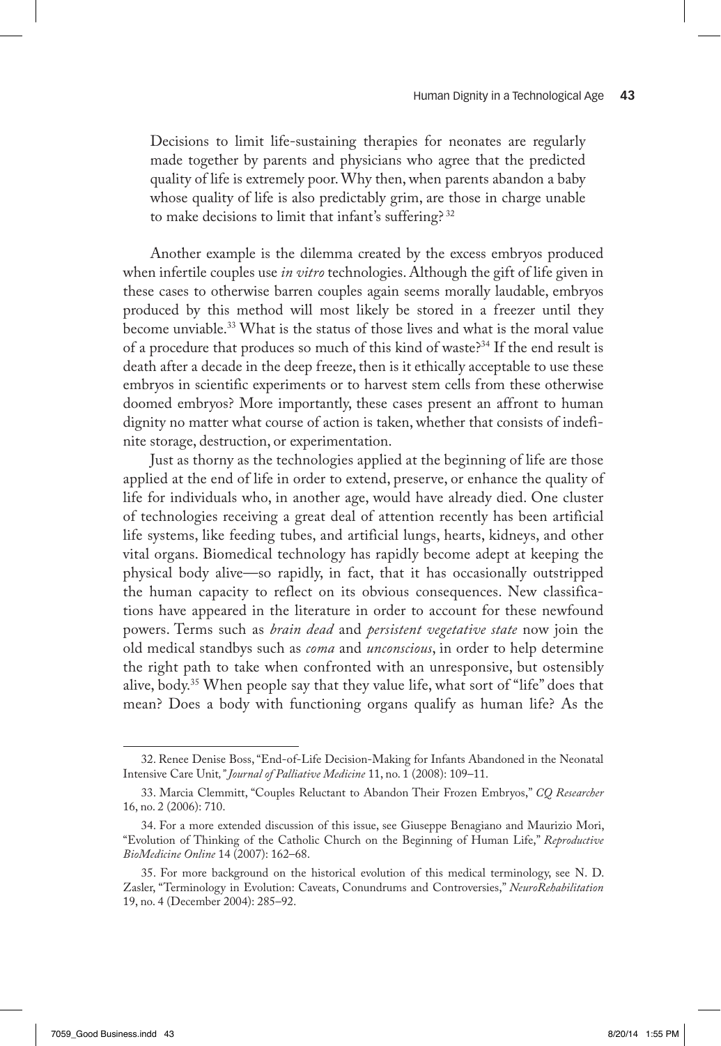> Decisions to limit life-sustaining therapies for neonates are regularly made together by parents and physicians who agree that the predicted quality of life is extremely poor. Why then, when parents abandon a baby whose quality of life is also predictably grim, are those in charge unable to make decisions to limit that infant's suffering?[32]

Another example is the dilemma created by the excess embryos produced when infertile couples use *in vitro* technologies. Although the gift of life given in these cases to otherwise barren couples again seems morally laudable, embryos produced by this method will most likely be stored in a freezer until they become unviable.[33] What is the status of those lives and what is the moral value of a procedure that produces so much of this kind of waste?[34] If the end result is death after a decade in the deep freeze, then is it ethically acceptable to use these embryos in scientific experiments or to harvest stem cells from these otherwise doomed embryos? More importantly, these cases present an affront to human dignity no matter what course of action is taken, whether that consists of indefinite storage, destruction, or experimentation.

Just as thorny as the technologies applied at the beginning of life are those applied at the end of life in order to extend, preserve, or enhance the quality of life for individuals who, in another age, would have already died. One cluster of technologies receiving a great deal of attention recently has been artificial life systems, like feeding tubes, and artificial lungs, hearts, kidneys, and other vital organs. Biomedical technology has rapidly become adept at keeping the physical body alive—so rapidly, in fact, that it has occasionally outstripped the human capacity to reflect on its obvious consequences. New classifications have appeared in the literature in order to account for these newfound powers. Terms such as *brain dead* and *persistent vegetative state* now join the old medical standbys such as *coma* and *unconscious*, in order to help determine the right path to take when confronted with an unresponsive, but ostensibly alive, body.[35] When people say that they value life, what sort of "life" does that mean? Does a body with functioning organs qualify as human life? As the

---

32. Renee Denise Boss, "End-of-Life Decision-Making for Infants Abandoned in the Neonatal Intensive Care Unit," *Journal of Palliative Medicine* 11, no. 1 (2008): 109–11.

33. Marcia Clemmitt, "Couples Reluctant to Abandon Their Frozen Embryos," *CQ Researcher* 16, no. 2 (2006): 710.

34. For a more extended discussion of this issue, see Giuseppe Benagiano and Maurizio Mori, "Evolution of Thinking of the Catholic Church on the Beginning of Human Life," *Reproductive BioMedicine Online* 14 (2007): 162–68.

35. For more background on the historical evolution of this medical terminology, see N. D. Zasler, "Terminology in Evolution: Caveats, Conundrums and Controversies," *NeuroRehabilitation* 19, no. 4 (December 2004): 285–92.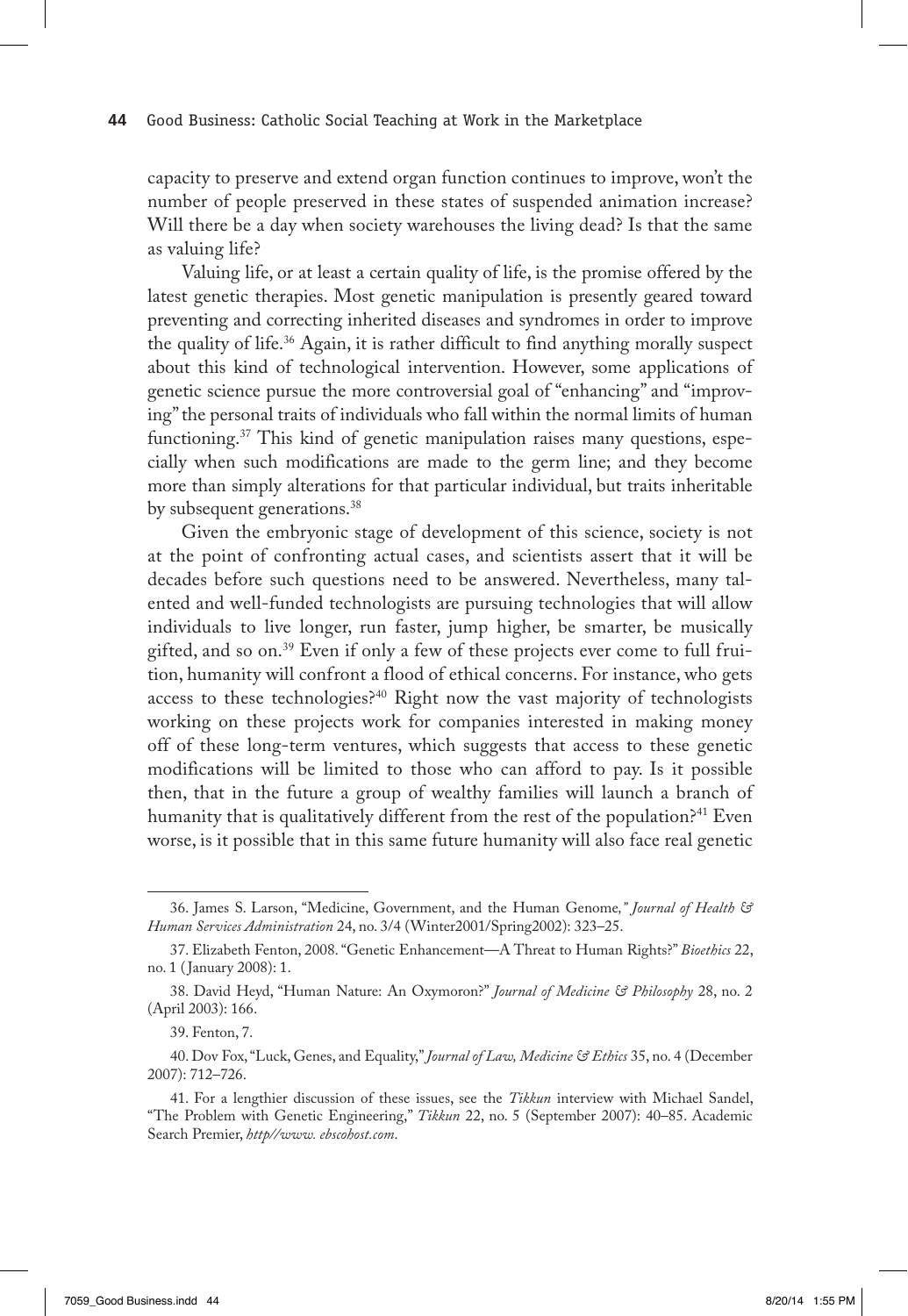capacity to preserve and extend organ function continues to improve, won't the number of people preserved in these states of suspended animation increase? Will there be a day when society warehouses the living dead? Is that the same as valuing life?

Valuing life, or at least a certain quality of life, is the promise offered by the latest genetic therapies. Most genetic manipulation is presently geared toward preventing and correcting inherited diseases and syndromes in order to improve the quality of life.[36] Again, it is rather difficult to find anything morally suspect about this kind of technological intervention. However, some applications of genetic science pursue the more controversial goal of "enhancing" and "improving" the personal traits of individuals who fall within the normal limits of human functioning.[37] This kind of genetic manipulation raises many questions, especially when such modifications are made to the germ line; and they become more than simply alterations for that particular individual, but traits inheritable by subsequent generations.[38]

Given the embryonic stage of development of this science, society is not at the point of confronting actual cases, and scientists assert that it will be decades before such questions need to be answered. Nevertheless, many talented and well-funded technologists are pursuing technologies that will allow individuals to live longer, run faster, jump higher, be smarter, be musically gifted, and so on.[39] Even if only a few of these projects ever come to full fruition, humanity will confront a flood of ethical concerns. For instance, who gets access to these technologies?[40] Right now the vast majority of technologists working on these projects work for companies interested in making money off of these long-term ventures, which suggests that access to these genetic modifications will be limited to those who can afford to pay. Is it possible then, that in the future a group of wealthy families will launch a branch of humanity that is qualitatively different from the rest of the population?[41] Even worse, is it possible that in this same future humanity will also face real genetic

---

36. James S. Larson, "Medicine, Government, and the Human Genome," *Journal of Health & Human Services Administration* 24, no. 3/4 (Winter2001/Spring2002): 323–25.

37. Elizabeth Fenton, 2008. "Genetic Enhancement—A Threat to Human Rights?" *Bioethics* 22, no. 1 (January 2008): 1.

38. David Heyd, "Human Nature: An Oxymoron?" *Journal of Medicine & Philosophy* 28, no. 2 (April 2003): 166.

39. Fenton, 7.

40. Dov Fox, "Luck, Genes, and Equality," *Journal of Law, Medicine & Ethics* 35, no. 4 (December 2007): 712–726.

41. For a lengthier discussion of these issues, see the *Tikkun* interview with Michael Sandel, "The Problem with Genetic Engineering," *Tikkun* 22, no. 5 (September 2007): 40–85. Academic Search Premier, *http//www. ebscohost.com*.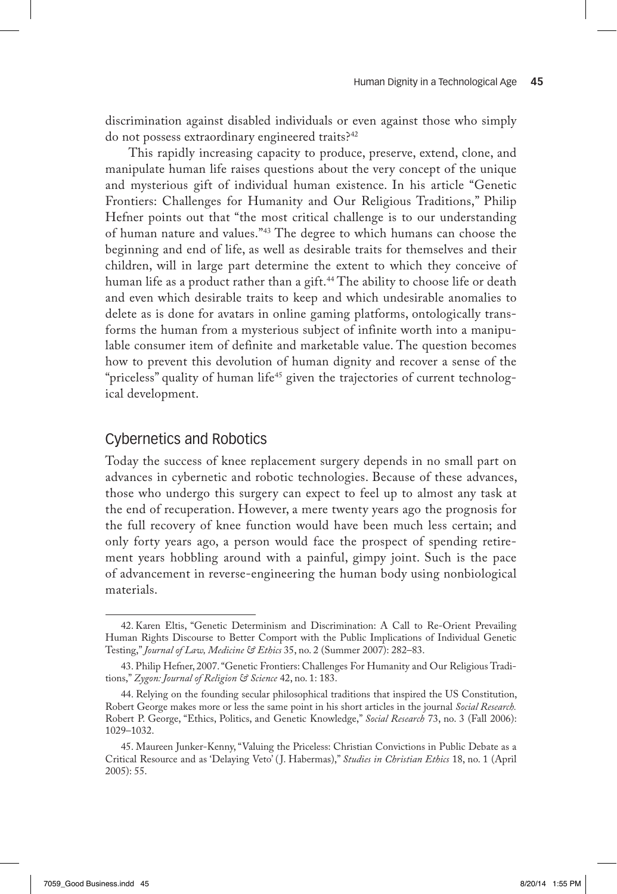discrimination against disabled individuals or even against those who simply do not possess extraordinary engineered traits?[42]

This rapidly increasing capacity to produce, preserve, extend, clone, and manipulate human life raises questions about the very concept of the unique and mysterious gift of individual human existence. In his article "Genetic Frontiers: Challenges for Humanity and Our Religious Traditions," Philip Hefner points out that "the most critical challenge is to our understanding of human nature and values."[43] The degree to which humans can choose the beginning and end of life, as well as desirable traits for themselves and their children, will in large part determine the extent to which they conceive of human life as a product rather than a gift.[44] The ability to choose life or death and even which desirable traits to keep and which undesirable anomalies to delete as is done for avatars in online gaming platforms, ontologically transforms the human from a mysterious subject of infinite worth into a manipulable consumer item of definite and marketable value. The question becomes how to prevent this devolution of human dignity and recover a sense of the "priceless" quality of human life[45] given the trajectories of current technological development.

## Cybernetics and Robotics

Today the success of knee replacement surgery depends in no small part on advances in cybernetic and robotic technologies. Because of these advances, those who undergo this surgery can expect to feel up to almost any task at the end of recuperation. However, a mere twenty years ago the prognosis for the full recovery of knee function would have been much less certain; and only forty years ago, a person would face the prospect of spending retirement years hobbling around with a painful, gimpy joint. Such is the pace of advancement in reverse-engineering the human body using nonbiological materials.

---

42. Karen Eltis, "Genetic Determinism and Discrimination: A Call to Re-Orient Prevailing Human Rights Discourse to Better Comport with the Public Implications of Individual Genetic Testing," *Journal of Law, Medicine & Ethics* 35, no. 2 (Summer 2007): 282–83.

43. Philip Hefner, 2007. "Genetic Frontiers: Challenges For Humanity and Our Religious Traditions," *Zygon: Journal of Religion & Science* 42, no. 1: 183.

44. Relying on the founding secular philosophical traditions that inspired the US Constitution, Robert George makes more or less the same point in his short articles in the journal *Social Research.* Robert P. George, "Ethics, Politics, and Genetic Knowledge," *Social Research* 73, no. 3 (Fall 2006): 1029–1032.

45. Maureen Junker-Kenny, "Valuing the Priceless: Christian Convictions in Public Debate as a Critical Resource and as 'Delaying Veto' (J. Habermas)," *Studies in Christian Ethics* 18, no. 1 (April 2005): 55.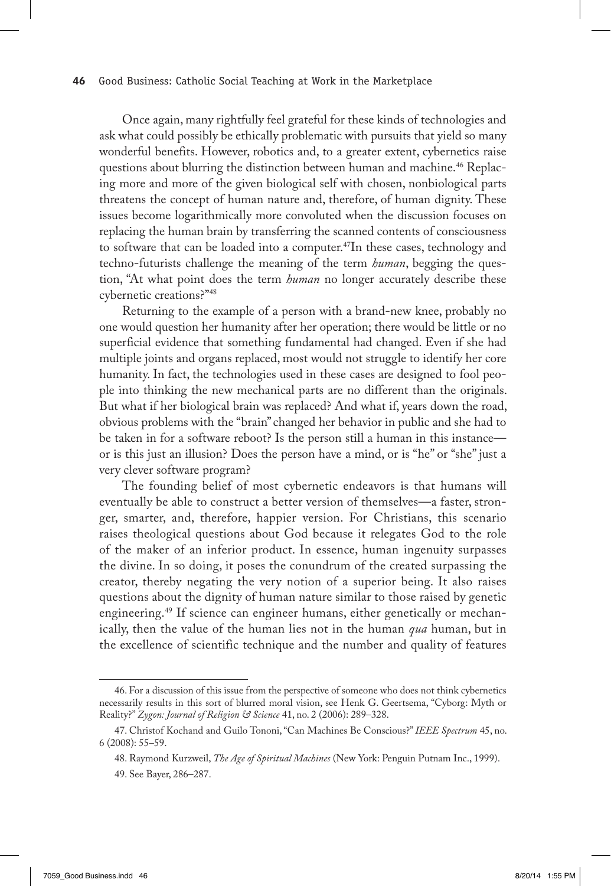Once again, many rightfully feel grateful for these kinds of technologies and ask what could possibly be ethically problematic with pursuits that yield so many wonderful benefits. However, robotics and, to a greater extent, cybernetics raise questions about blurring the distinction between human and machine.[46] Replacing more and more of the given biological self with chosen, nonbiological parts threatens the concept of human nature and, therefore, of human dignity. These issues become logarithmically more convoluted when the discussion focuses on replacing the human brain by transferring the scanned contents of consciousness to software that can be loaded into a computer.[47] In these cases, technology and techno-futurists challenge the meaning of the term *human*, begging the question, "At what point does the term *human* no longer accurately describe these cybernetic creations?"[48]

Returning to the example of a person with a brand-new knee, probably no one would question her humanity after her operation; there would be little or no superficial evidence that something fundamental had changed. Even if she had multiple joints and organs replaced, most would not struggle to identify her core humanity. In fact, the technologies used in these cases are designed to fool people into thinking the new mechanical parts are no different than the originals. But what if her biological brain was replaced? And what if, years down the road, obvious problems with the "brain" changed her behavior in public and she had to be taken in for a software reboot? Is the person still a human in this instance—or is this just an illusion? Does the person have a mind, or is "he" or "she" just a very clever software program?

The founding belief of most cybernetic endeavors is that humans will eventually be able to construct a better version of themselves—a faster, stronger, smarter, and, therefore, happier version. For Christians, this scenario raises theological questions about God because it relegates God to the role of the maker of an inferior product. In essence, human ingenuity surpasses the divine. In so doing, it poses the conundrum of the created surpassing the creator, thereby negating the very notion of a superior being. It also raises questions about the dignity of human nature similar to those raised by genetic engineering.[49] If science can engineer humans, either genetically or mechanically, then the value of the human lies not in the human *qua* human, but in the excellence of scientific technique and the number and quality of features

46. For a discussion of this issue from the perspective of someone who does not think cybernetics necessarily results in this sort of blurred moral vision, see Henk G. Geertsema, "Cyborg: Myth or Reality?" *Zygon: Journal of Religion & Science* 41, no. 2 (2006): 289–328.

47. Christof Kochand and Guilo Tononi, "Can Machines Be Conscious?" *IEEE Spectrum* 45, no. 6 (2008): 55–59.

48. Raymond Kurzweil, *The Age of Spiritual Machines* (New York: Penguin Putnam Inc., 1999).

49. See Bayer, 286–287.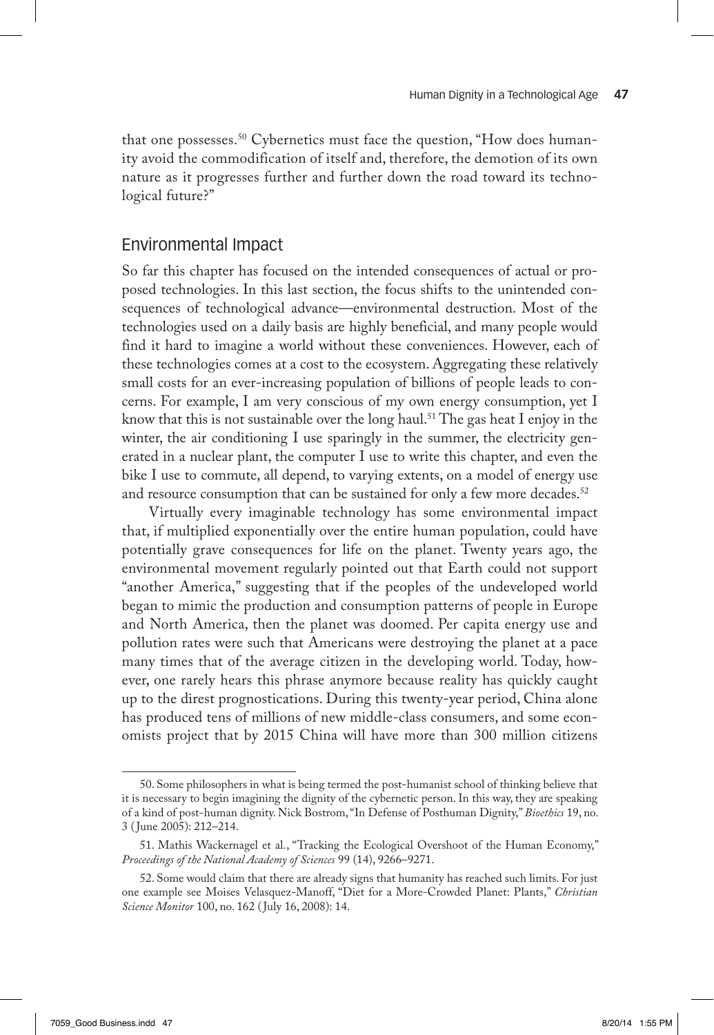that one possesses.[50] Cybernetics must face the question, "How does humanity avoid the commodification of itself and, therefore, the demotion of its own nature as it progresses further and further down the road toward its technological future?"

## Environmental Impact

So far this chapter has focused on the intended consequences of actual or proposed technologies. In this last section, the focus shifts to the unintended consequences of technological advance—environmental destruction. Most of the technologies used on a daily basis are highly beneficial, and many people would find it hard to imagine a world without these conveniences. However, each of these technologies comes at a cost to the ecosystem. Aggregating these relatively small costs for an ever-increasing population of billions of people leads to concerns. For example, I am very conscious of my own energy consumption, yet I know that this is not sustainable over the long haul.[51] The gas heat I enjoy in the winter, the air conditioning I use sparingly in the summer, the electricity generated in a nuclear plant, the computer I use to write this chapter, and even the bike I use to commute, all depend, to varying extents, on a model of energy use and resource consumption that can be sustained for only a few more decades.[52]

Virtually every imaginable technology has some environmental impact that, if multiplied exponentially over the entire human population, could have potentially grave consequences for life on the planet. Twenty years ago, the environmental movement regularly pointed out that Earth could not support "another America," suggesting that if the peoples of the undeveloped world began to mimic the production and consumption patterns of people in Europe and North America, then the planet was doomed. Per capita energy use and pollution rates were such that Americans were destroying the planet at a pace many times that of the average citizen in the developing world. Today, however, one rarely hears this phrase anymore because reality has quickly caught up to the direst prognostications. During this twenty-year period, China alone has produced tens of millions of new middle-class consumers, and some economists project that by 2015 China will have more than 300 million citizens

50. Some philosophers in what is being termed the post-humanist school of thinking believe that it is necessary to begin imagining the dignity of the cybernetic person. In this way, they are speaking of a kind of post-human dignity. Nick Bostrom, "In Defense of Posthuman Dignity," *Bioethics* 19, no. 3 (June 2005): 212–214.

51. Mathis Wackernagel et al., "Tracking the Ecological Overshoot of the Human Economy," *Proceedings of the National Academy of Sciences* 99 (14), 9266–9271.

52. Some would claim that there are already signs that humanity has reached such limits. For just one example see Moises Velasquez-Manoff, "Diet for a More-Crowded Planet: Plants," *Christian Science Monitor* 100, no. 162 (July 16, 2008): 14.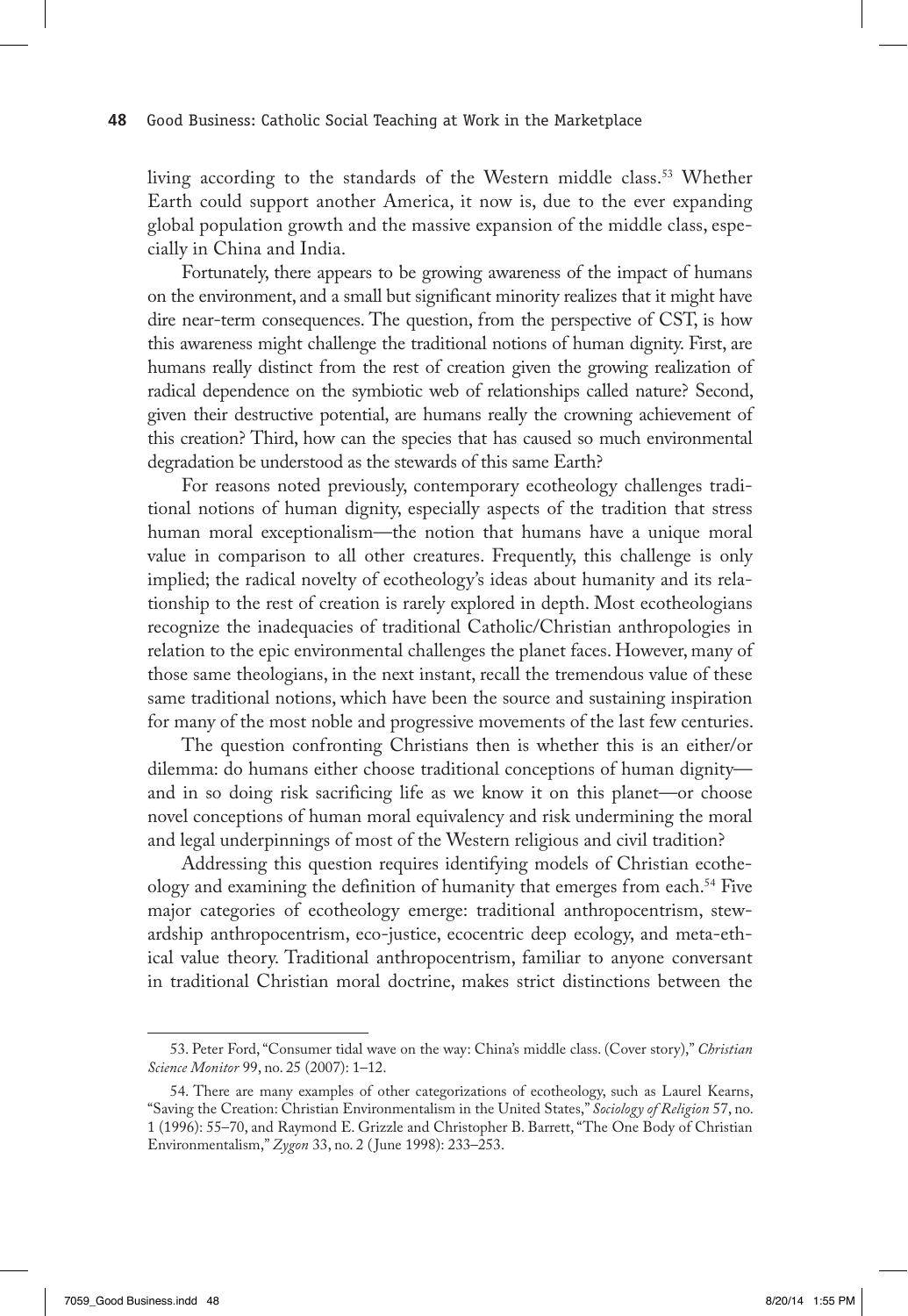living according to the standards of the Western middle class.[53] Whether Earth could support another America, it now is, due to the ever expanding global population growth and the massive expansion of the middle class, especially in China and India.

Fortunately, there appears to be growing awareness of the impact of humans on the environment, and a small but significant minority realizes that it might have dire near-term consequences. The question, from the perspective of CST, is how this awareness might challenge the traditional notions of human dignity. First, are humans really distinct from the rest of creation given the growing realization of radical dependence on the symbiotic web of relationships called nature? Second, given their destructive potential, are humans really the crowning achievement of this creation? Third, how can the species that has caused so much environmental degradation be understood as the stewards of this same Earth?

For reasons noted previously, contemporary ecotheology challenges traditional notions of human dignity, especially aspects of the tradition that stress human moral exceptionalism—the notion that humans have a unique moral value in comparison to all other creatures. Frequently, this challenge is only implied; the radical novelty of ecotheology's ideas about humanity and its relationship to the rest of creation is rarely explored in depth. Most ecotheologians recognize the inadequacies of traditional Catholic/Christian anthropologies in relation to the epic environmental challenges the planet faces. However, many of those same theologians, in the next instant, recall the tremendous value of these same traditional notions, which have been the source and sustaining inspiration for many of the most noble and progressive movements of the last few centuries.

The question confronting Christians then is whether this is an either/or dilemma: do humans either choose traditional conceptions of human dignity—and in so doing risk sacrificing life as we know it on this planet—or choose novel conceptions of human moral equivalency and risk undermining the moral and legal underpinnings of most of the Western religious and civil tradition?

Addressing this question requires identifying models of Christian ecotheology and examining the definition of humanity that emerges from each.[54] Five major categories of ecotheology emerge: traditional anthropocentrism, stewardship anthropocentrism, eco-justice, ecocentric deep ecology, and meta-ethical value theory. Traditional anthropocentrism, familiar to anyone conversant in traditional Christian moral doctrine, makes strict distinctions between the

---

53. Peter Ford, "Consumer tidal wave on the way: China's middle class. (Cover story)," *Christian Science Monitor* 99, no. 25 (2007): 1–12.

54. There are many examples of other categorizations of ecotheology, such as Laurel Kearns, "Saving the Creation: Christian Environmentalism in the United States," *Sociology of Religion* 57, no. 1 (1996): 55–70, and Raymond E. Grizzle and Christopher B. Barrett, "The One Body of Christian Environmentalism," *Zygon* 33, no. 2 (June 1998): 233–253.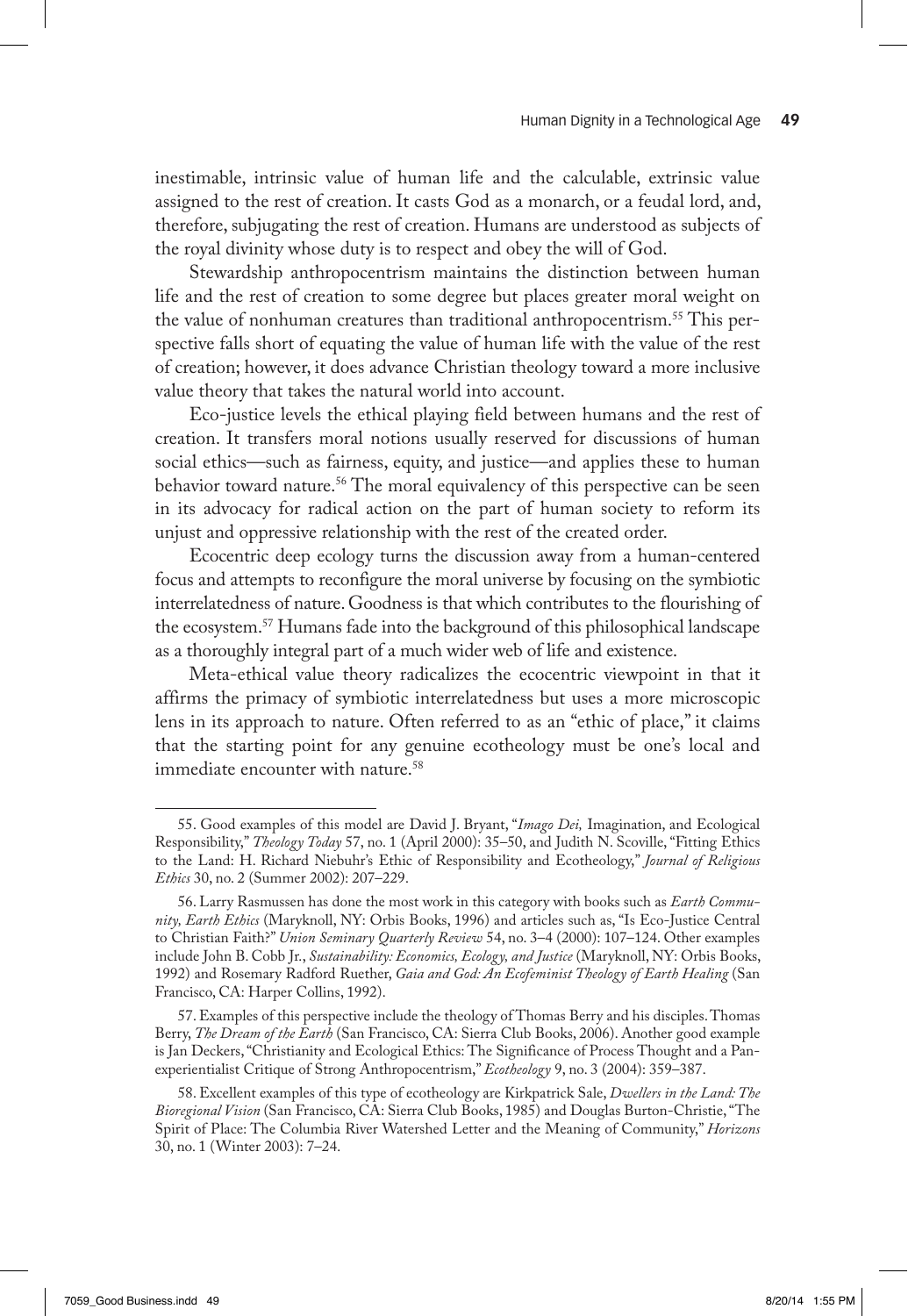inestimable, intrinsic value of human life and the calculable, extrinsic value assigned to the rest of creation. It casts God as a monarch, or a feudal lord, and, therefore, subjugating the rest of creation. Humans are understood as subjects of the royal divinity whose duty is to respect and obey the will of God.

Stewardship anthropocentrism maintains the distinction between human life and the rest of creation to some degree but places greater moral weight on the value of nonhuman creatures than traditional anthropocentrism.[55] This perspective falls short of equating the value of human life with the value of the rest of creation; however, it does advance Christian theology toward a more inclusive value theory that takes the natural world into account.

Eco-justice levels the ethical playing field between humans and the rest of creation. It transfers moral notions usually reserved for discussions of human social ethics—such as fairness, equity, and justice—and applies these to human behavior toward nature.[56] The moral equivalency of this perspective can be seen in its advocacy for radical action on the part of human society to reform its unjust and oppressive relationship with the rest of the created order.

Ecocentric deep ecology turns the discussion away from a human-centered focus and attempts to reconfigure the moral universe by focusing on the symbiotic interrelatedness of nature. Goodness is that which contributes to the flourishing of the ecosystem.[57] Humans fade into the background of this philosophical landscape as a thoroughly integral part of a much wider web of life and existence.

Meta-ethical value theory radicalizes the ecocentric viewpoint in that it affirms the primacy of symbiotic interrelatedness but uses a more microscopic lens in its approach to nature. Often referred to as an "ethic of place," it claims that the starting point for any genuine ecotheology must be one's local and immediate encounter with nature.[58]

---

55. Good examples of this model are David J. Bryant, "*Imago Dei,* Imagination, and Ecological Responsibility," *Theology Today* 57, no. 1 (April 2000): 35–50, and Judith N. Scoville, "Fitting Ethics to the Land: H. Richard Niebuhr's Ethic of Responsibility and Ecotheology," *Journal of Religious Ethics* 30, no. 2 (Summer 2002): 207–229.

56. Larry Rasmussen has done the most work in this category with books such as *Earth Community, Earth Ethics* (Maryknoll, NY: Orbis Books, 1996) and articles such as, "Is Eco-Justice Central to Christian Faith?" *Union Seminary Quarterly Review* 54, no. 3–4 (2000): 107–124. Other examples include John B. Cobb Jr., *Sustainability: Economics, Ecology, and Justice* (Maryknoll, NY: Orbis Books, 1992) and Rosemary Radford Ruether, *Gaia and God: An Ecofeminist Theology of Earth Healing* (San Francisco, CA: Harper Collins, 1992).

57. Examples of this perspective include the theology of Thomas Berry and his disciples. Thomas Berry, *The Dream of the Earth* (San Francisco, CA: Sierra Club Books, 2006). Another good example is Jan Deckers, "Christianity and Ecological Ethics: The Significance of Process Thought and a Panexperientialist Critique of Strong Anthropocentrism," *Ecotheology* 9, no. 3 (2004): 359–387.

58. Excellent examples of this type of ecotheology are Kirkpatrick Sale, *Dwellers in the Land: The Bioregional Vision* (San Francisco, CA: Sierra Club Books, 1985) and Douglas Burton-Christie, "The Spirit of Place: The Columbia River Watershed Letter and the Meaning of Community," *Horizons* 30, no. 1 (Winter 2003): 7–24.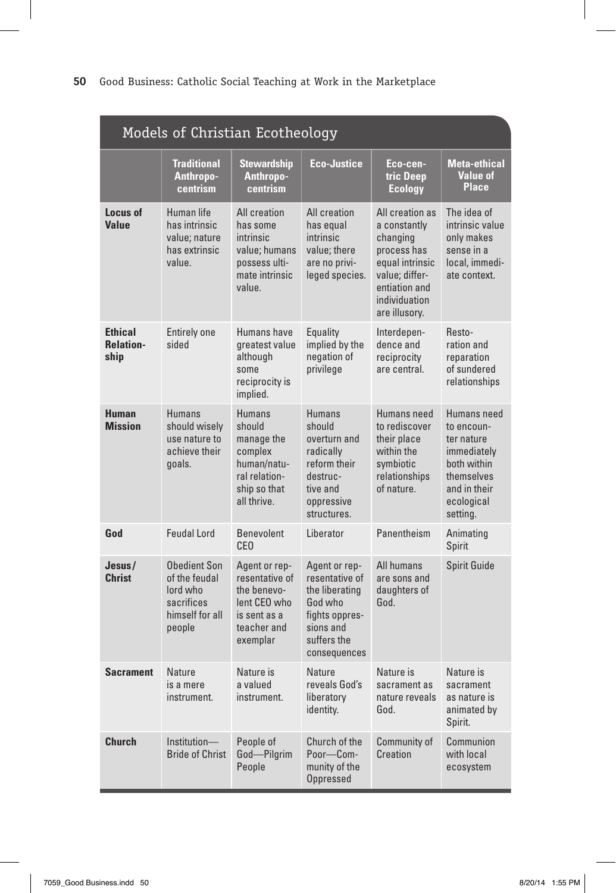## Models of Christian Ecotheology

| | Traditional Anthropocentrism | Stewardship Anthropocentrism | Eco-Justice | Eco-centric Deep Ecology | Meta-ethical Value of Place |
|---|---|---|---|---|---|
| **Locus of Value** | Human life has intrinsic value; nature has extrinsic value. | All creation has some intrinsic value; humans possess ultimate intrinsic value. | All creation has equal intrinsic value; there are no privileged species. | All creation as a constantly changing process has equal intrinsic value; differentiation and individuation are illusory. | The idea of intrinsic value only makes sense in a local, immediate context. |
| **Ethical Relationship** | Entirely one sided | Humans have greatest value although some reciprocity is implied. | Equality implied by the negation of privilege | Interdependence and reciprocity are central. | Restoration and reparation of sundered relationships |
| **Human Mission** | Humans should wisely use nature to achieve their goals. | Humans should manage the complex human/natural relationship so that all thrive. | Humans should overturn and radically reform their destructive and oppressive structures. | Humans need to rediscover their place within the symbiotic relationships of nature. | Humans need to encounter nature immediately both within themselves and in their ecological setting. |
| **God** | Feudal Lord | Benevolent CEO | Liberator | Panentheism | Animating Spirit |
| **Jesus/ Christ** | Obedient Son of the feudal lord who sacrifices himself for all people | Agent or representative of the benevolent CEO who is sent as a teacher and exemplar | Agent or representative of the liberating God who fights oppressions and suffers the consequences | All humans are sons and daughters of God. | Spirit Guide |
| **Sacrament** | Nature is a mere instrument. | Nature is a valued instrument. | Nature reveals God's liberatory identity. | Nature is sacrament as nature reveals God. | Nature is sacrament as nature is animated by Spirit. |
| **Church** | Institution—Bride of Christ | People of God—Pilgrim People | Church of the Poor—Community of the Oppressed | Community of Creation | Communion with local ecosystem |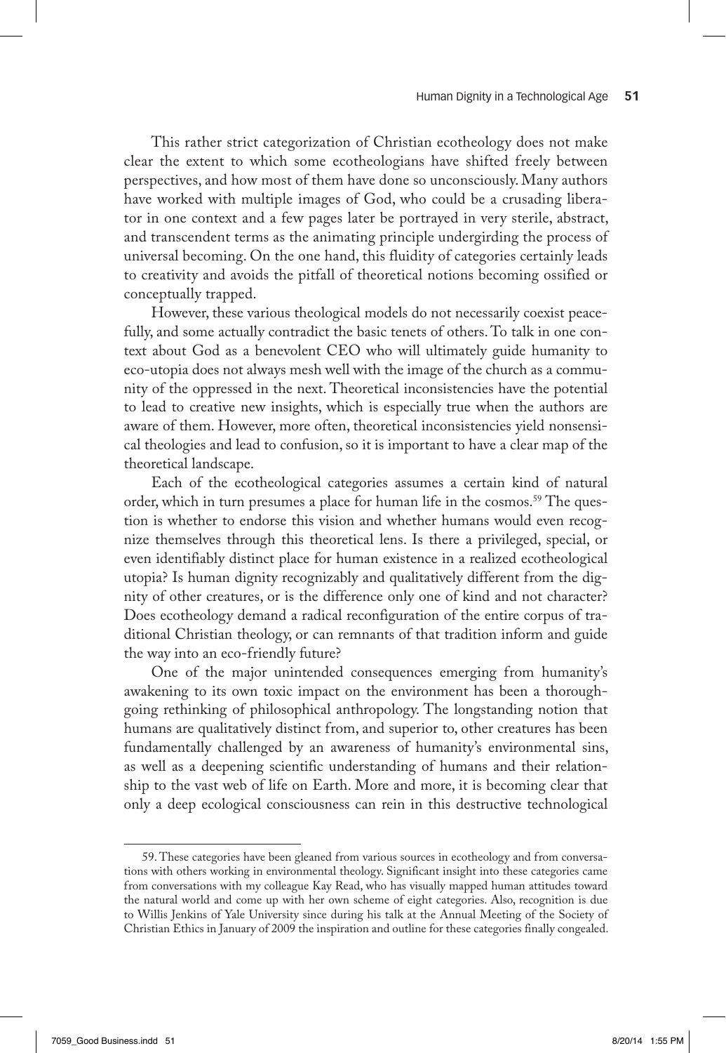This rather strict categorization of Christian ecotheology does not make clear the extent to which some ecotheologians have shifted freely between perspectives, and how most of them have done so unconsciously. Many authors have worked with multiple images of God, who could be a crusading liberator in one context and a few pages later be portrayed in very sterile, abstract, and transcendent terms as the animating principle undergirding the process of universal becoming. On the one hand, this fluidity of categories certainly leads to creativity and avoids the pitfall of theoretical notions becoming ossified or conceptually trapped.

However, these various theological models do not necessarily coexist peacefully, and some actually contradict the basic tenets of others. To talk in one context about God as a benevolent CEO who will ultimately guide humanity to eco-utopia does not always mesh well with the image of the church as a community of the oppressed in the next. Theoretical inconsistencies have the potential to lead to creative new insights, which is especially true when the authors are aware of them. However, more often, theoretical inconsistencies yield nonsensical theologies and lead to confusion, so it is important to have a clear map of the theoretical landscape.

Each of the ecotheological categories assumes a certain kind of natural order, which in turn presumes a place for human life in the cosmos.[59] The question is whether to endorse this vision and whether humans would even recognize themselves through this theoretical lens. Is there a privileged, special, or even identifiably distinct place for human existence in a realized ecotheological utopia? Is human dignity recognizably and qualitatively different from the dignity of other creatures, or is the difference only one of kind and not character? Does ecotheology demand a radical reconfiguration of the entire corpus of traditional Christian theology, or can remnants of that tradition inform and guide the way into an eco-friendly future?

One of the major unintended consequences emerging from humanity's awakening to its own toxic impact on the environment has been a thoroughgoing rethinking of philosophical anthropology. The longstanding notion that humans are qualitatively distinct from, and superior to, other creatures has been fundamentally challenged by an awareness of humanity's environmental sins, as well as a deepening scientific understanding of humans and their relationship to the vast web of life on Earth. More and more, it is becoming clear that only a deep ecological consciousness can rein in this destructive technological

59. These categories have been gleaned from various sources in ecotheology and from conversations with others working in environmental theology. Significant insight into these categories came from conversations with my colleague Kay Read, who has visually mapped human attitudes toward the natural world and come up with her own scheme of eight categories. Also, recognition is due to Willis Jenkins of Yale University since during his talk at the Annual Meeting of the Society of Christian Ethics in January of 2009 the inspiration and outline for these categories finally congealed.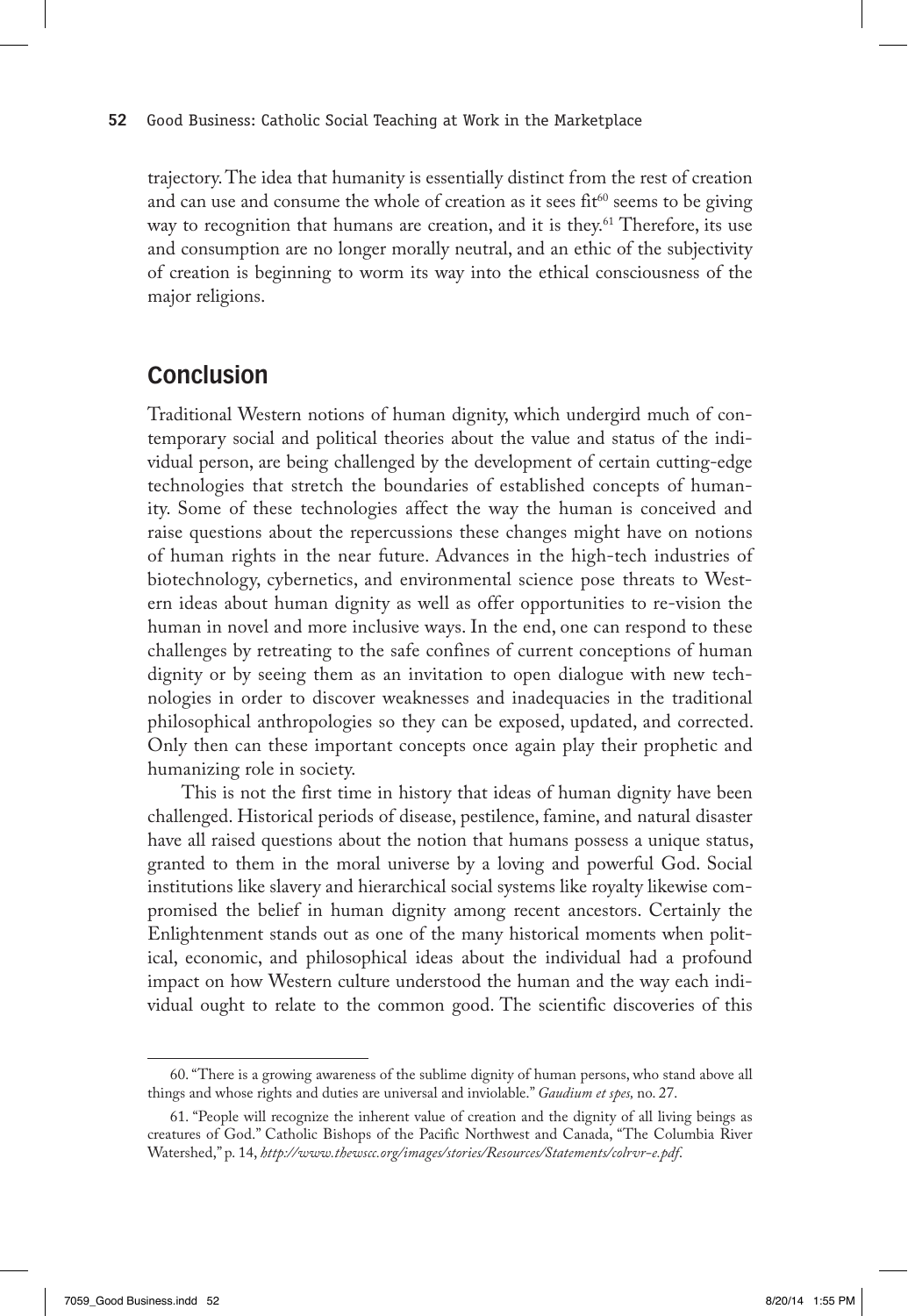trajectory. The idea that humanity is essentially distinct from the rest of creation and can use and consume the whole of creation as it sees fit[60] seems to be giving way to recognition that humans are creation, and it is they.[61] Therefore, its use and consumption are no longer morally neutral, and an ethic of the subjectivity of creation is beginning to worm its way into the ethical consciousness of the major religions.

## Conclusion

Traditional Western notions of human dignity, which undergird much of contemporary social and political theories about the value and status of the individual person, are being challenged by the development of certain cutting-edge technologies that stretch the boundaries of established concepts of humanity. Some of these technologies affect the way the human is conceived and raise questions about the repercussions these changes might have on notions of human rights in the near future. Advances in the high-tech industries of biotechnology, cybernetics, and environmental science pose threats to Western ideas about human dignity as well as offer opportunities to re-vision the human in novel and more inclusive ways. In the end, one can respond to these challenges by retreating to the safe confines of current conceptions of human dignity or by seeing them as an invitation to open dialogue with new technologies in order to discover weaknesses and inadequacies in the traditional philosophical anthropologies so they can be exposed, updated, and corrected. Only then can these important concepts once again play their prophetic and humanizing role in society.

This is not the first time in history that ideas of human dignity have been challenged. Historical periods of disease, pestilence, famine, and natural disaster have all raised questions about the notion that humans possess a unique status, granted to them in the moral universe by a loving and powerful God. Social institutions like slavery and hierarchical social systems like royalty likewise compromised the belief in human dignity among recent ancestors. Certainly the Enlightenment stands out as one of the many historical moments when political, economic, and philosophical ideas about the individual had a profound impact on how Western culture understood the human and the way each individual ought to relate to the common good. The scientific discoveries of this

---

60. "There is a growing awareness of the sublime dignity of human persons, who stand above all things and whose rights and duties are universal and inviolable." *Gaudium et spes,* no. 27.

61. "People will recognize the inherent value of creation and the dignity of all living beings as creatures of God." Catholic Bishops of the Pacific Northwest and Canada, "The Columbia River Watershed," p. 14, *http://www.thewscc.org/images/stories/Resources/Statements/colrvr-e.pdf*.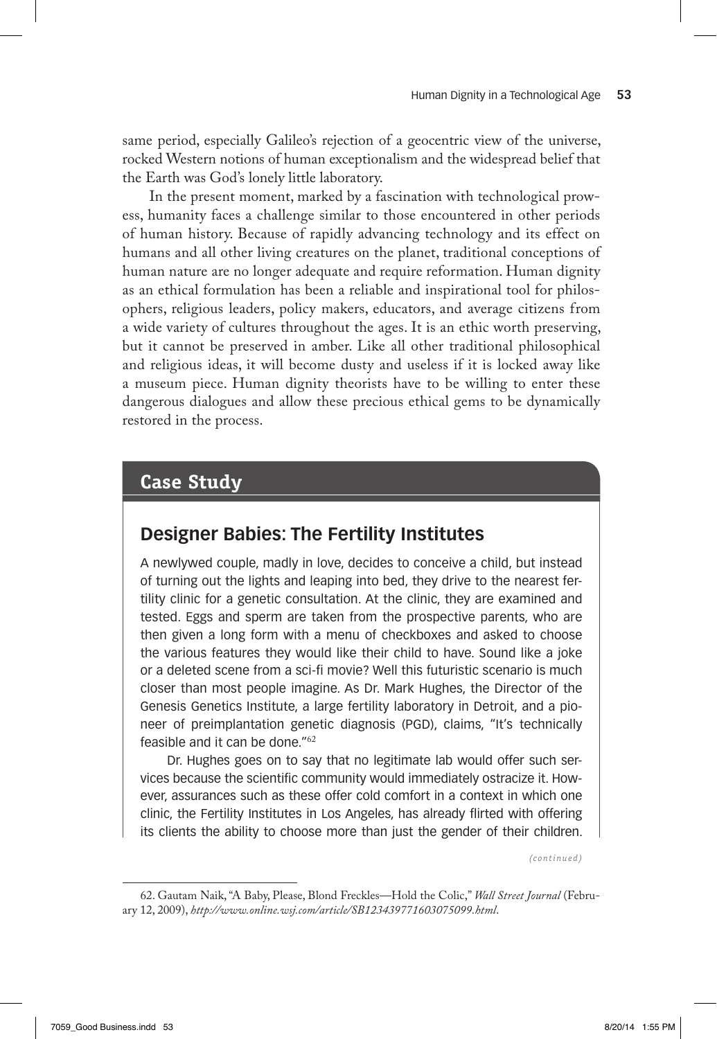same period, especially Galileo's rejection of a geocentric view of the universe, rocked Western notions of human exceptionalism and the widespread belief that the Earth was God's lonely little laboratory.

In the present moment, marked by a fascination with technological prowess, humanity faces a challenge similar to those encountered in other periods of human history. Because of rapidly advancing technology and its effect on humans and all other living creatures on the planet, traditional conceptions of human nature are no longer adequate and require reformation. Human dignity as an ethical formulation has been a reliable and inspirational tool for philosophers, religious leaders, policy makers, educators, and average citizens from a wide variety of cultures throughout the ages. It is an ethic worth preserving, but it cannot be preserved in amber. Like all other traditional philosophical and religious ideas, it will become dusty and useless if it is locked away like a museum piece. Human dignity theorists have to be willing to enter these dangerous dialogues and allow these precious ethical gems to be dynamically restored in the process.

## Case Study

### Designer Babies: The Fertility Institutes

A newlywed couple, madly in love, decides to conceive a child, but instead of turning out the lights and leaping into bed, they drive to the nearest fertility clinic for a genetic consultation. At the clinic, they are examined and tested. Eggs and sperm are taken from the prospective parents, who are then given a long form with a menu of checkboxes and asked to choose the various features they would like their child to have. Sound like a joke or a deleted scene from a sci-fi movie? Well this futuristic scenario is much closer than most people imagine. As Dr. Mark Hughes, the Director of the Genesis Genetics Institute, a large fertility laboratory in Detroit, and a pioneer of preimplantation genetic diagnosis (PGD), claims, "It's technically feasible and it can be done."[62]

Dr. Hughes goes on to say that no legitimate lab would offer such services because the scientific community would immediately ostracize it. However, assurances such as these offer cold comfort in a context in which one clinic, the Fertility Institutes in Los Angeles, has already flirted with offering its clients the ability to choose more than just the gender of their children.

*(continued)*

62. Gautam Naik, "A Baby, Please, Blond Freckles—Hold the Colic," *Wall Street Journal* (February 12, 2009), *http://www.online.wsj.com/article/SB123439771603075099.html*.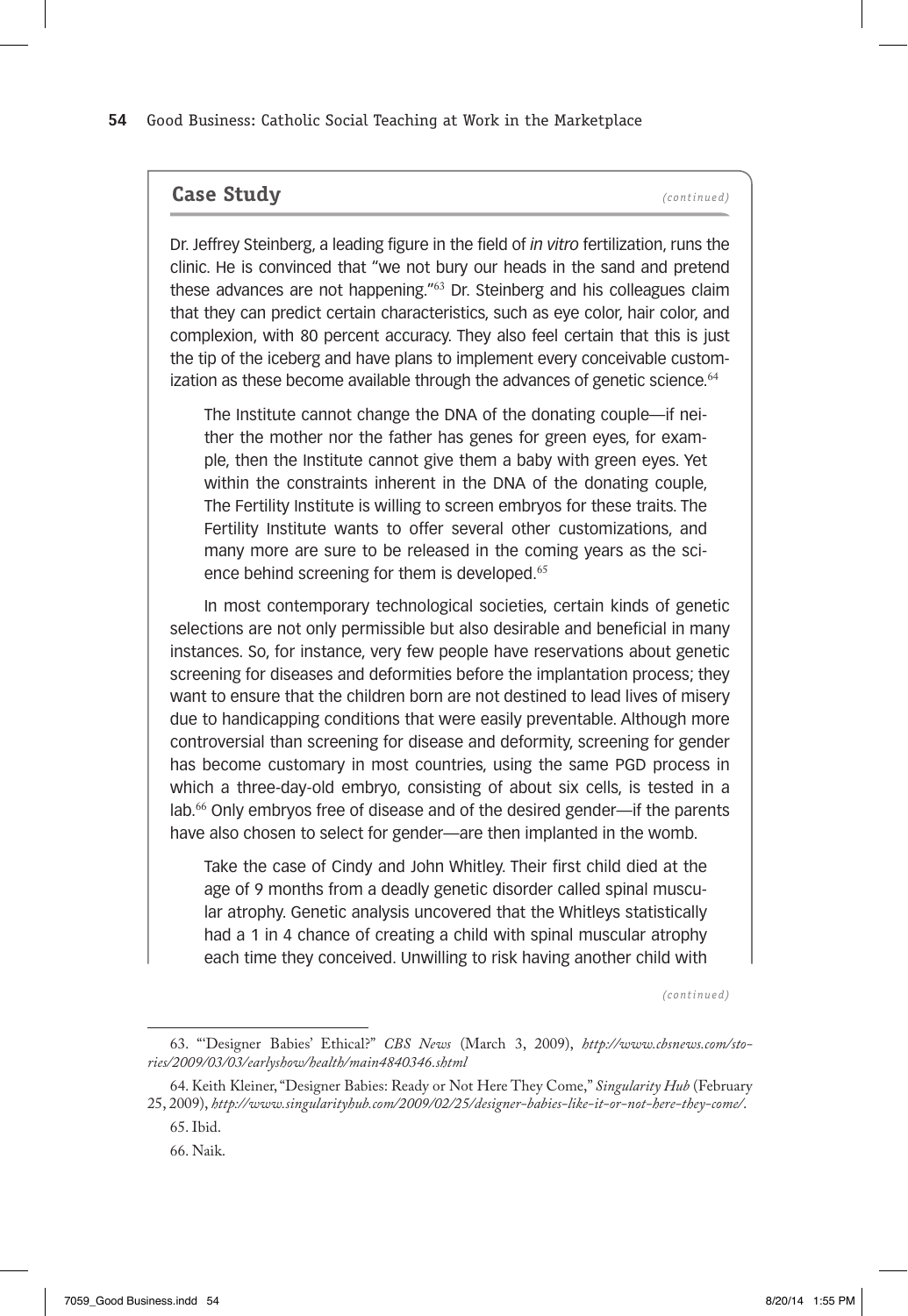## Case Study *(continued)*

Dr. Jeffrey Steinberg, a leading figure in the field of *in vitro* fertilization, runs the clinic. He is convinced that "we not bury our heads in the sand and pretend these advances are not happening."[63] Dr. Steinberg and his colleagues claim that they can predict certain characteristics, such as eye color, hair color, and complexion, with 80 percent accuracy. They also feel certain that this is just the tip of the iceberg and have plans to implement every conceivable customization as these become available through the advances of genetic science.[64]

> The Institute cannot change the DNA of the donating couple—if neither the mother nor the father has genes for green eyes, for example, then the Institute cannot give them a baby with green eyes. Yet within the constraints inherent in the DNA of the donating couple, The Fertility Institute is willing to screen embryos for these traits. The Fertility Institute wants to offer several other customizations, and many more are sure to be released in the coming years as the science behind screening for them is developed.[65]

In most contemporary technological societies, certain kinds of genetic selections are not only permissible but also desirable and beneficial in many instances. So, for instance, very few people have reservations about genetic screening for diseases and deformities before the implantation process; they want to ensure that the children born are not destined to lead lives of misery due to handicapping conditions that were easily preventable. Although more controversial than screening for disease and deformity, screening for gender has become customary in most countries, using the same PGD process in which a three-day-old embryo, consisting of about six cells, is tested in a lab.[66] Only embryos free of disease and of the desired gender—if the parents have also chosen to select for gender—are then implanted in the womb.

> Take the case of Cindy and John Whitley. Their first child died at the age of 9 months from a deadly genetic disorder called spinal muscular atrophy. Genetic analysis uncovered that the Whitleys statistically had a 1 in 4 chance of creating a child with spinal muscular atrophy each time they conceived. Unwilling to risk having another child with

*(continued)*

---

63. "'Designer Babies' Ethical?" *CBS News* (March 3, 2009), *http://www.cbsnews.com/stories/2009/03/03/earlyshow/health/main4840346.shtml*

64. Keith Kleiner, "Designer Babies: Ready or Not Here They Come," *Singularity Hub* (February 25, 2009), *http://www.singularityhub.com/2009/02/25/designer-babies-like-it-or-not-here-they-come/*.

65. Ibid.

66. Naik.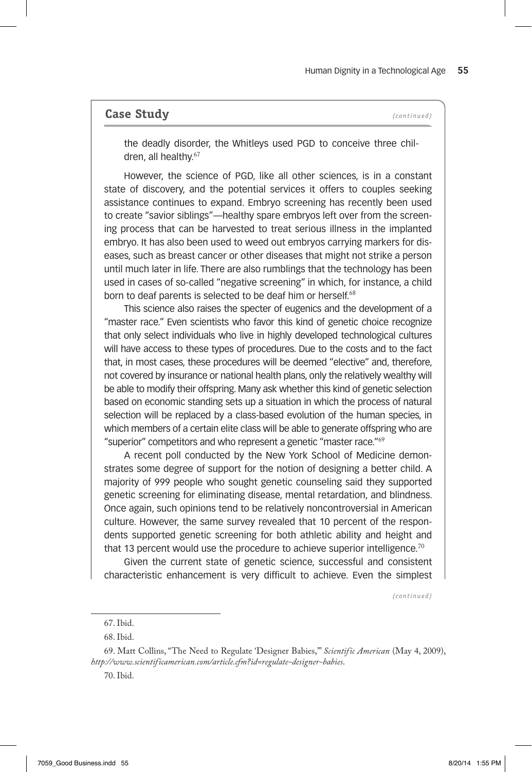## Case Study

*(continued)*

the deadly disorder, the Whitleys used PGD to conceive three children, all healthy.[67]

However, the science of PGD, like all other sciences, is in a constant state of discovery, and the potential services it offers to couples seeking assistance continues to expand. Embryo screening has recently been used to create "savior siblings"—healthy spare embryos left over from the screening process that can be harvested to treat serious illness in the implanted embryo. It has also been used to weed out embryos carrying markers for diseases, such as breast cancer or other diseases that might not strike a person until much later in life. There are also rumblings that the technology has been used in cases of so-called "negative screening" in which, for instance, a child born to deaf parents is selected to be deaf him or herself.[68]

This science also raises the specter of eugenics and the development of a "master race." Even scientists who favor this kind of genetic choice recognize that only select individuals who live in highly developed technological cultures will have access to these types of procedures. Due to the costs and to the fact that, in most cases, these procedures will be deemed "elective" and, therefore, not covered by insurance or national health plans, only the relatively wealthy will be able to modify their offspring. Many ask whether this kind of genetic selection based on economic standing sets up a situation in which the process of natural selection will be replaced by a class-based evolution of the human species, in which members of a certain elite class will be able to generate offspring who are "superior" competitors and who represent a genetic "master race."[69]

A recent poll conducted by the New York School of Medicine demonstrates some degree of support for the notion of designing a better child. A majority of 999 people who sought genetic counseling said they supported genetic screening for eliminating disease, mental retardation, and blindness. Once again, such opinions tend to be relatively noncontroversial in American culture. However, the same survey revealed that 10 percent of the respondents supported genetic screening for both athletic ability and height and that 13 percent would use the procedure to achieve superior intelligence.[70]

Given the current state of genetic science, successful and consistent characteristic enhancement is very difficult to achieve. Even the simplest

*(continued)*

---

67. Ibid.

68. Ibid.

69. Matt Collins, "The Need to Regulate 'Designer Babies,'" *Scientific American* (May 4, 2009), *http://www.scientificamerican.com/article.cfm?id=regulate-designer-babies*.

70. Ibid.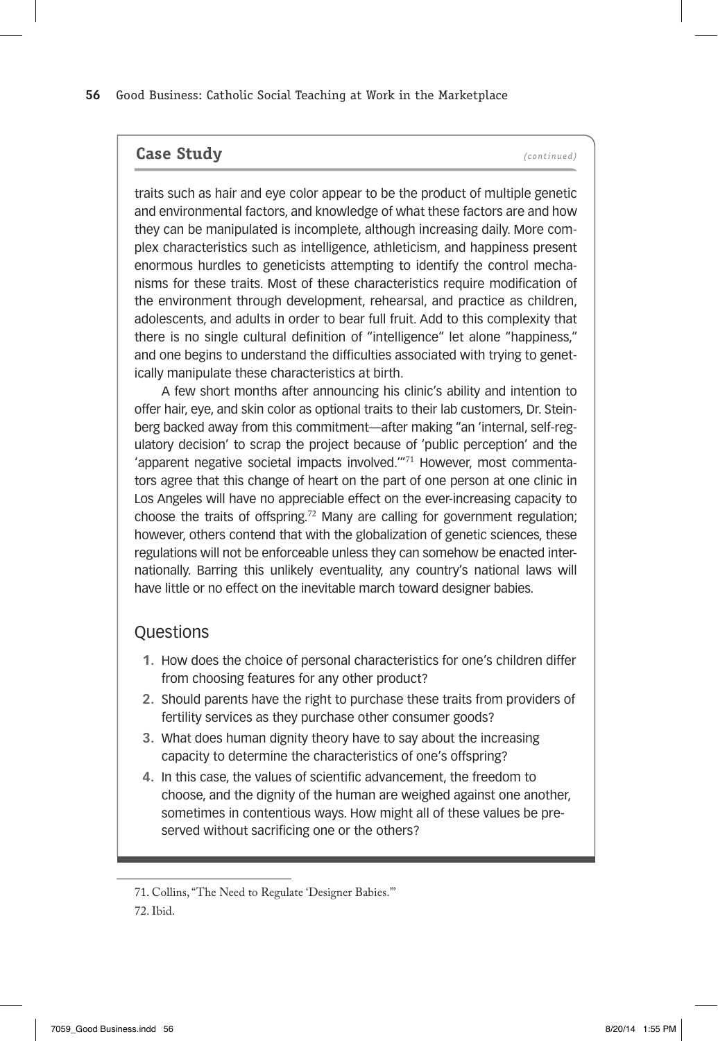## Case Study *(continued)*

traits such as hair and eye color appear to be the product of multiple genetic and environmental factors, and knowledge of what these factors are and how they can be manipulated is incomplete, although increasing daily. More complex characteristics such as intelligence, athleticism, and happiness present enormous hurdles to geneticists attempting to identify the control mechanisms for these traits. Most of these characteristics require modification of the environment through development, rehearsal, and practice as children, adolescents, and adults in order to bear full fruit. Add to this complexity that there is no single cultural definition of "intelligence" let alone "happiness," and one begins to understand the difficulties associated with trying to genetically manipulate these characteristics at birth.

A few short months after announcing his clinic's ability and intention to offer hair, eye, and skin color as optional traits to their lab customers, Dr. Steinberg backed away from this commitment—after making "an 'internal, self-regulatory decision' to scrap the project because of 'public perception' and the 'apparent negative societal impacts involved.'"[71] However, most commentators agree that this change of heart on the part of one person at one clinic in Los Angeles will have no appreciable effect on the ever-increasing capacity to choose the traits of offspring.[72] Many are calling for government regulation; however, others contend that with the globalization of genetic sciences, these regulations will not be enforceable unless they can somehow be enacted internationally. Barring this unlikely eventuality, any country's national laws will have little or no effect on the inevitable march toward designer babies.

### Questions

1. How does the choice of personal characteristics for one's children differ from choosing features for any other product?
2. Should parents have the right to purchase these traits from providers of fertility services as they purchase other consumer goods?
3. What does human dignity theory have to say about the increasing capacity to determine the characteristics of one's offspring?
4. In this case, the values of scientific advancement, the freedom to choose, and the dignity of the human are weighed against one another, sometimes in contentious ways. How might all of these values be preserved without sacrificing one or the others?

---

71. Collins, "The Need to Regulate 'Designer Babies.'"

72. Ibid.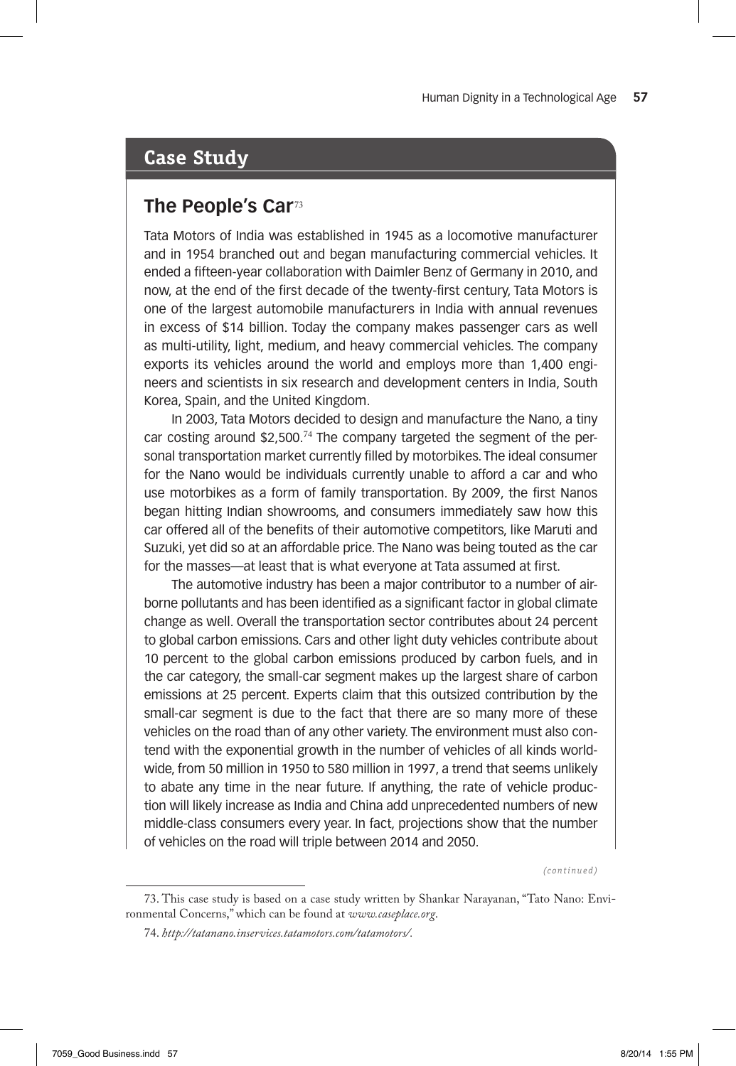## Case Study

### The People's Car[73]

Tata Motors of India was established in 1945 as a locomotive manufacturer and in 1954 branched out and began manufacturing commercial vehicles. It ended a fifteen-year collaboration with Daimler Benz of Germany in 2010, and now, at the end of the first decade of the twenty-first century, Tata Motors is one of the largest automobile manufacturers in India with annual revenues in excess of $14 billion. Today the company makes passenger cars as well as multi-utility, light, medium, and heavy commercial vehicles. The company exports its vehicles around the world and employs more than 1,400 engineers and scientists in six research and development centers in India, South Korea, Spain, and the United Kingdom.

In 2003, Tata Motors decided to design and manufacture the Nano, a tiny car costing around $2,500.[74] The company targeted the segment of the personal transportation market currently filled by motorbikes. The ideal consumer for the Nano would be individuals currently unable to afford a car and who use motorbikes as a form of family transportation. By 2009, the first Nanos began hitting Indian showrooms, and consumers immediately saw how this car offered all of the benefits of their automotive competitors, like Maruti and Suzuki, yet did so at an affordable price. The Nano was being touted as the car for the masses—at least that is what everyone at Tata assumed at first.

The automotive industry has been a major contributor to a number of airborne pollutants and has been identified as a significant factor in global climate change as well. Overall the transportation sector contributes about 24 percent to global carbon emissions. Cars and other light duty vehicles contribute about 10 percent to the global carbon emissions produced by carbon fuels, and in the car category, the small-car segment makes up the largest share of carbon emissions at 25 percent. Experts claim that this outsized contribution by the small-car segment is due to the fact that there are so many more of these vehicles on the road than of any other variety. The environment must also contend with the exponential growth in the number of vehicles of all kinds worldwide, from 50 million in 1950 to 580 million in 1997, a trend that seems unlikely to abate any time in the near future. If anything, the rate of vehicle production will likely increase as India and China add unprecedented numbers of new middle-class consumers every year. In fact, projections show that the number of vehicles on the road will triple between 2014 and 2050.

*(continued)*

---

73. This case study is based on a case study written by Shankar Narayanan, "Tato Nano: Environmental Concerns," which can be found at *www.caseplace.org*.

74. *http://tatanano.inservices.tatamotors.com/tatamotors/*.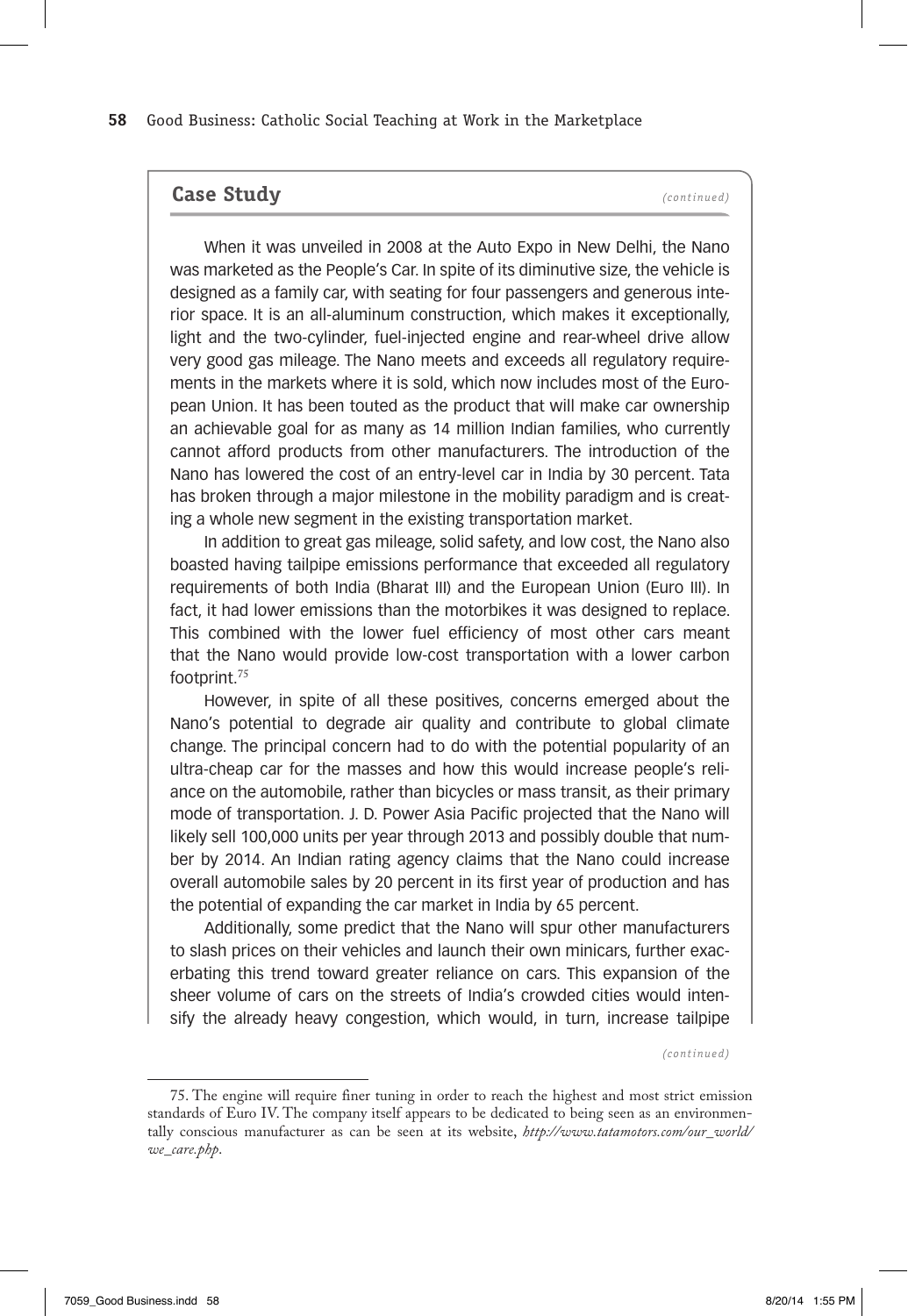## Case Study *(continued)*

When it was unveiled in 2008 at the Auto Expo in New Delhi, the Nano was marketed as the People's Car. In spite of its diminutive size, the vehicle is designed as a family car, with seating for four passengers and generous interior space. It is an all-aluminum construction, which makes it exceptionally, light and the two-cylinder, fuel-injected engine and rear-wheel drive allow very good gas mileage. The Nano meets and exceeds all regulatory requirements in the markets where it is sold, which now includes most of the European Union. It has been touted as the product that will make car ownership an achievable goal for as many as 14 million Indian families, who currently cannot afford products from other manufacturers. The introduction of the Nano has lowered the cost of an entry-level car in India by 30 percent. Tata has broken through a major milestone in the mobility paradigm and is creating a whole new segment in the existing transportation market.

In addition to great gas mileage, solid safety, and low cost, the Nano also boasted having tailpipe emissions performance that exceeded all regulatory requirements of both India (Bharat III) and the European Union (Euro III). In fact, it had lower emissions than the motorbikes it was designed to replace. This combined with the lower fuel efficiency of most other cars meant that the Nano would provide low-cost transportation with a lower carbon footprint.[75]

However, in spite of all these positives, concerns emerged about the Nano's potential to degrade air quality and contribute to global climate change. The principal concern had to do with the potential popularity of an ultra-cheap car for the masses and how this would increase people's reliance on the automobile, rather than bicycles or mass transit, as their primary mode of transportation. J. D. Power Asia Pacific projected that the Nano will likely sell 100,000 units per year through 2013 and possibly double that number by 2014. An Indian rating agency claims that the Nano could increase overall automobile sales by 20 percent in its first year of production and has the potential of expanding the car market in India by 65 percent.

Additionally, some predict that the Nano will spur other manufacturers to slash prices on their vehicles and launch their own minicars, further exacerbating this trend toward greater reliance on cars. This expansion of the sheer volume of cars on the streets of India's crowded cities would intensify the already heavy congestion, which would, in turn, increase tailpipe

*(continued)*

---

75. The engine will require finer tuning in order to reach the highest and most strict emission standards of Euro IV. The company itself appears to be dedicated to being seen as an environmentally conscious manufacturer as can be seen at its website, *http://www.tatamotors.com/our_world/we_care.php*.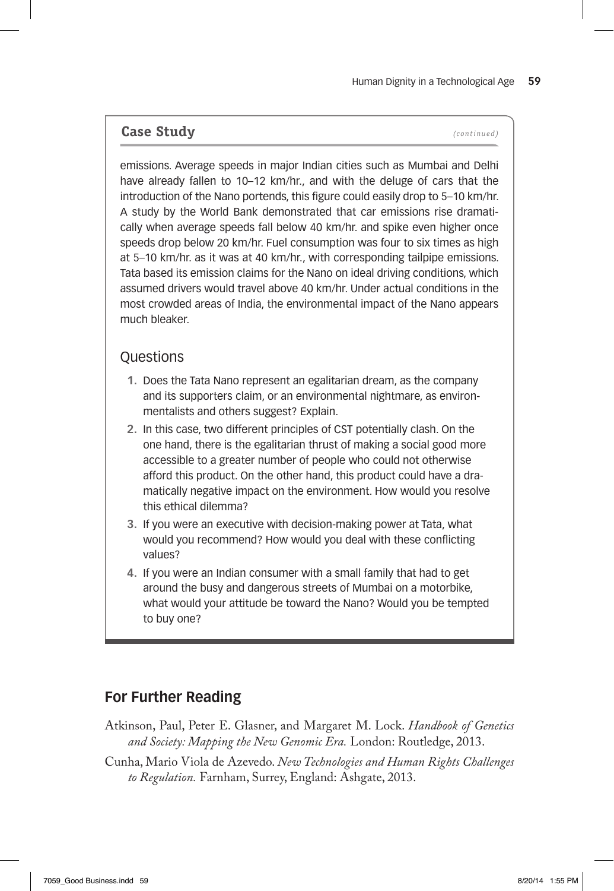## Case Study *(continued)*

emissions. Average speeds in major Indian cities such as Mumbai and Delhi have already fallen to 10–12 km/hr., and with the deluge of cars that the introduction of the Nano portends, this figure could easily drop to 5–10 km/hr. A study by the World Bank demonstrated that car emissions rise dramatically when average speeds fall below 40 km/hr. and spike even higher once speeds drop below 20 km/hr. Fuel consumption was four to six times as high at 5–10 km/hr. as it was at 40 km/hr., with corresponding tailpipe emissions. Tata based its emission claims for the Nano on ideal driving conditions, which assumed drivers would travel above 40 km/hr. Under actual conditions in the most crowded areas of India, the environmental impact of the Nano appears much bleaker.

### Questions

1. Does the Tata Nano represent an egalitarian dream, as the company and its supporters claim, or an environmental nightmare, as environmentalists and others suggest? Explain.
2. In this case, two different principles of CST potentially clash. On the one hand, there is the egalitarian thrust of making a social good more accessible to a greater number of people who could not otherwise afford this product. On the other hand, this product could have a dramatically negative impact on the environment. How would you resolve this ethical dilemma?
3. If you were an executive with decision-making power at Tata, what would you recommend? How would you deal with these conflicting values?
4. If you were an Indian consumer with a small family that had to get around the busy and dangerous streets of Mumbai on a motorbike, what would your attitude be toward the Nano? Would you be tempted to buy one?

## For Further Reading

Atkinson, Paul, Peter E. Glasner, and Margaret M. Lock. *Handbook of Genetics and Society: Mapping the New Genomic Era.* London: Routledge, 2013.

Cunha, Mario Viola de Azevedo. *New Technologies and Human Rights Challenges to Regulation.* Farnham, Surrey, England: Ashgate, 2013.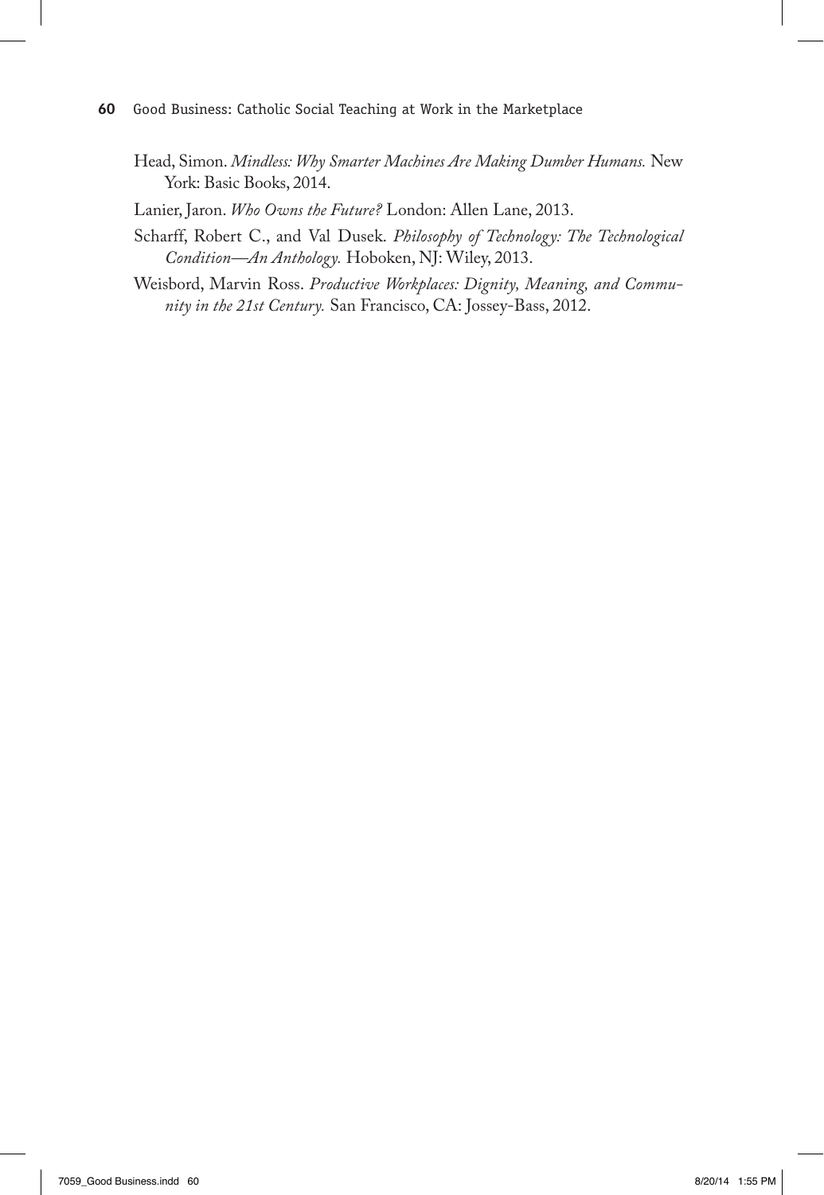Head, Simon. *Mindless: Why Smarter Machines Are Making Dumber Humans.* New York: Basic Books, 2014.

Lanier, Jaron. *Who Owns the Future?* London: Allen Lane, 2013.

Scharff, Robert C., and Val Dusek. *Philosophy of Technology: The Technological Condition—An Anthology.* Hoboken, NJ: Wiley, 2013.

Weisbord, Marvin Ross. *Productive Workplaces: Dignity, Meaning, and Community in the 21st Century.* San Francisco, CA: Jossey-Bass, 2012.